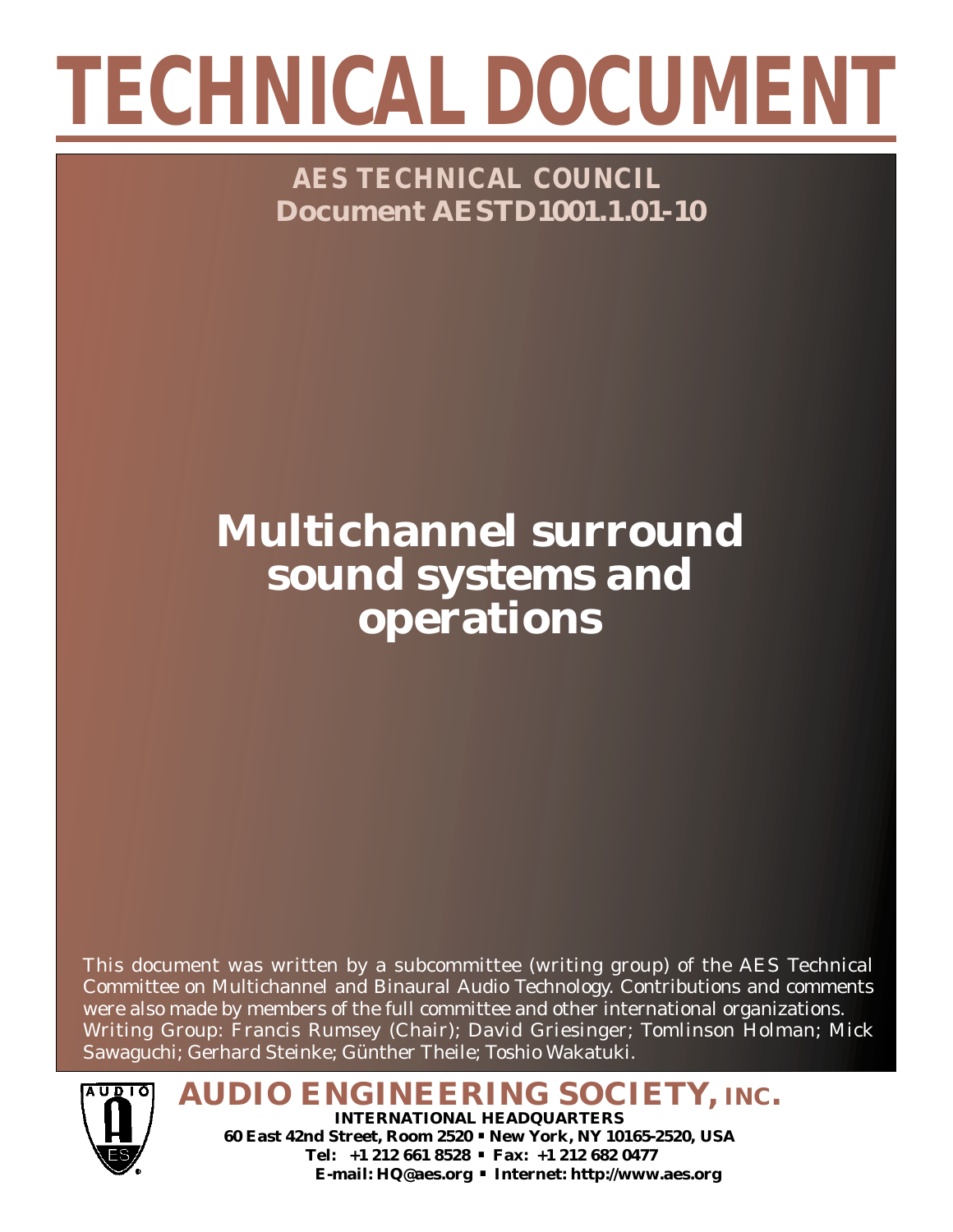# TECHNICAL DOCUMENT

**AES TECHNICAL COUNCIL**
**Document AESTD1001.1.01-10**

# Multichannel surround sound systems and operations

This document was written by a subcommittee (writing group) of the AES Technical Committee on Multichannel and Binaural Audio Technology. Contributions and comments were also made by members of the full committee and other international organizations. Writing Group: Francis Rumsey (Chair); David Griesinger; Tomlinson Holman; Mick Sawaguchi; Gerhard Steinke; Günther Theile; Toshio Wakatuki.

**AUDIO ENGINEERING SOCIETY, INC.**
**INTERNATIONAL HEADQUARTERS**
**60 East 42nd Street, Room 2520 ▪ New York, NY 10165-2520, USA**
**Tel: +1 212 661 8528 ▪ Fax: +1 212 682 0477**
**E-mail: HQ@aes.org ▪ Internet: http://www.aes.org**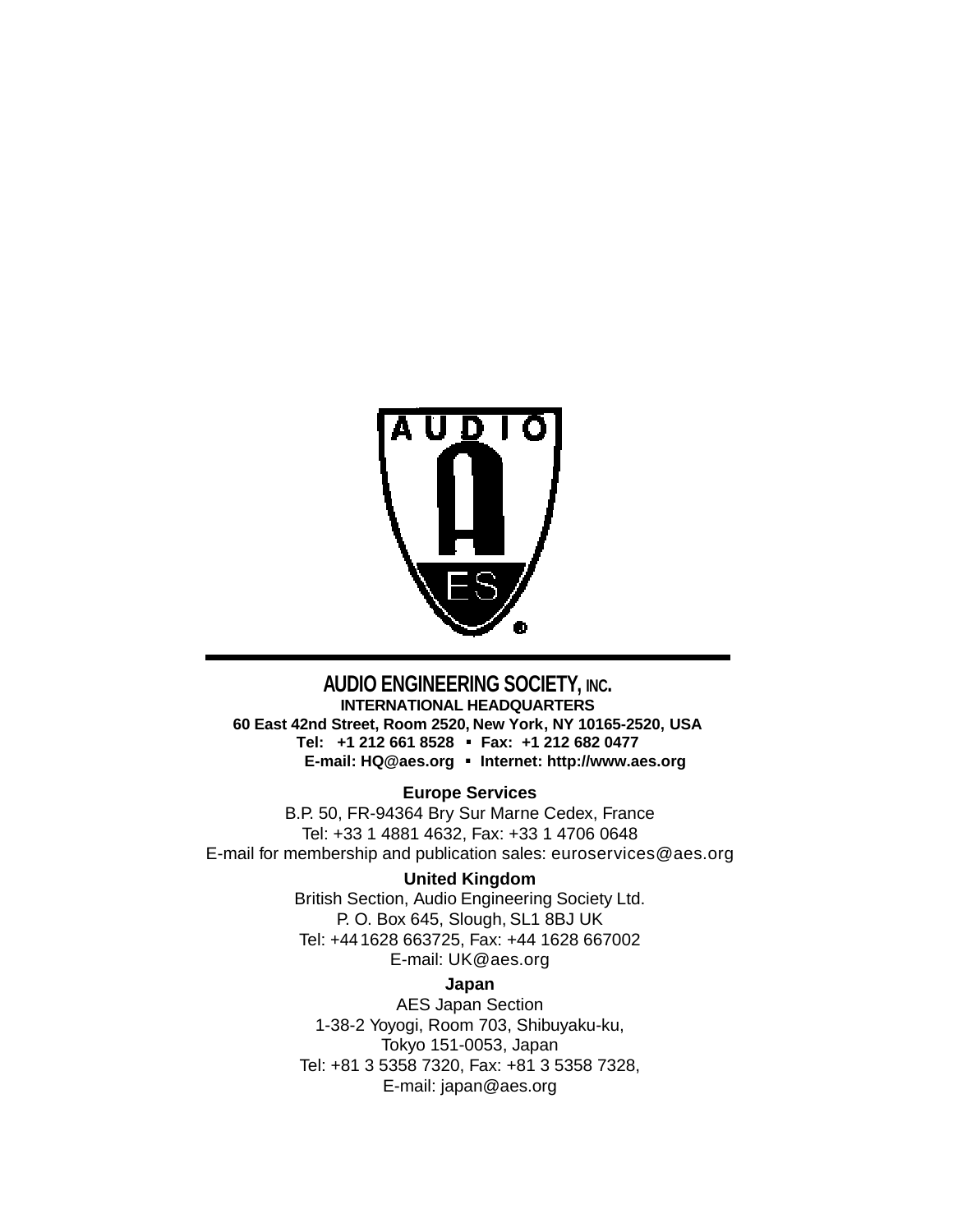**AUDIO ENGINEERING SOCIETY, INC.**
**INTERNATIONAL HEADQUARTERS**
**60 East 42nd Street, Room 2520, New York, NY 10165-2520, USA**
**Tel: +1 212 661 8528 ▪ Fax: +1 212 682 0477**
**E-mail: HQ@aes.org ▪ Internet: http://www.aes.org**

**Europe Services**
B.P. 50, FR-94364 Bry Sur Marne Cedex, France
Tel: +33 1 4881 4632, Fax: +33 1 4706 0648
E-mail for membership and publication sales: euroservices@aes.org

**United Kingdom**
British Section, Audio Engineering Society Ltd.
P. O. Box 645, Slough, SL1 8BJ UK
Tel: +44 1628 663725, Fax: +44 1628 667002
E-mail: UK@aes.org

**Japan**
AES Japan Section
1-38-2 Yoyogi, Room 703, Shibuyaku-ku,
Tokyo 151-0053, Japan
Tel: +81 3 5358 7320, Fax: +81 3 5358 7328,
E-mail: japan@aes.org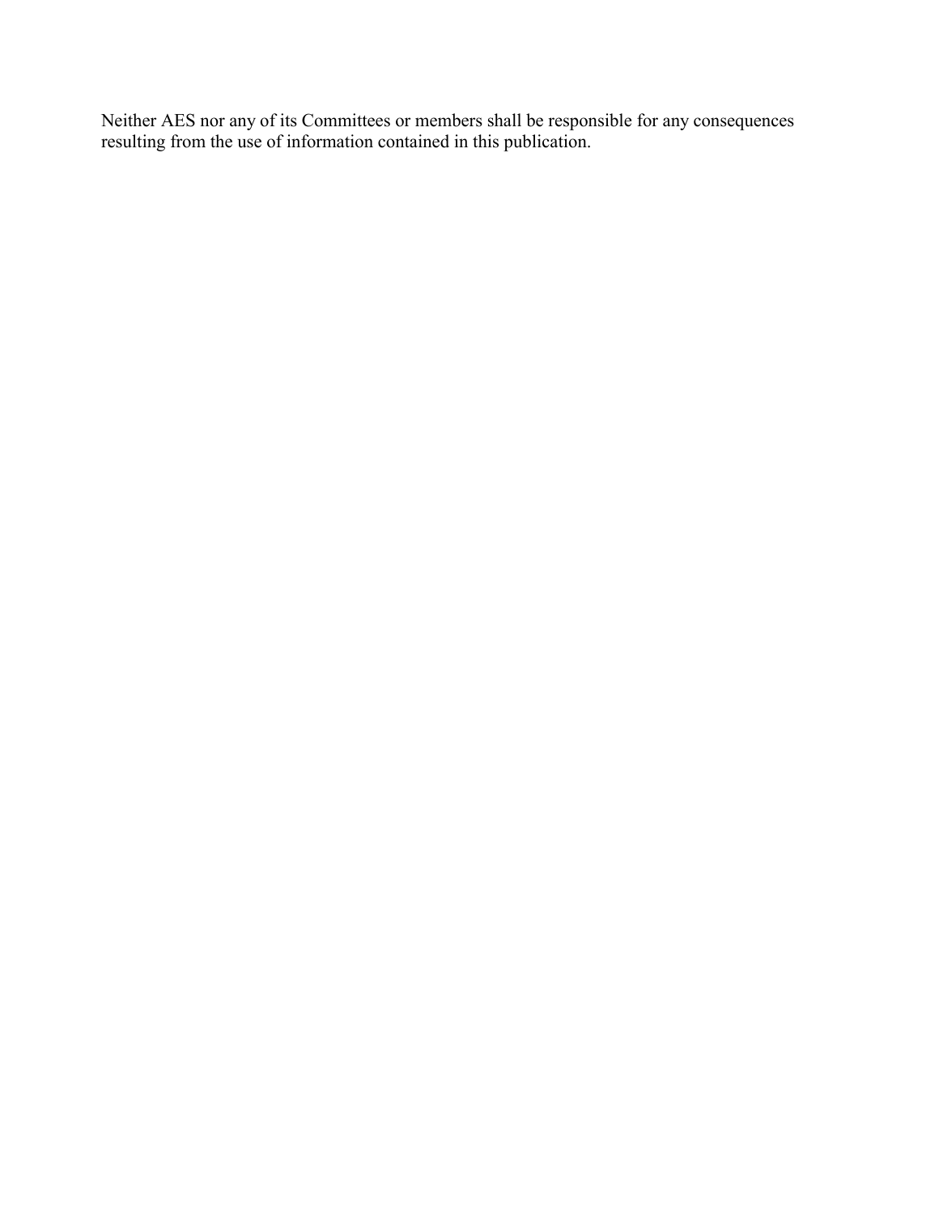Neither AES nor any of its Committees or members shall be responsible for any consequences resulting from the use of information contained in this publication.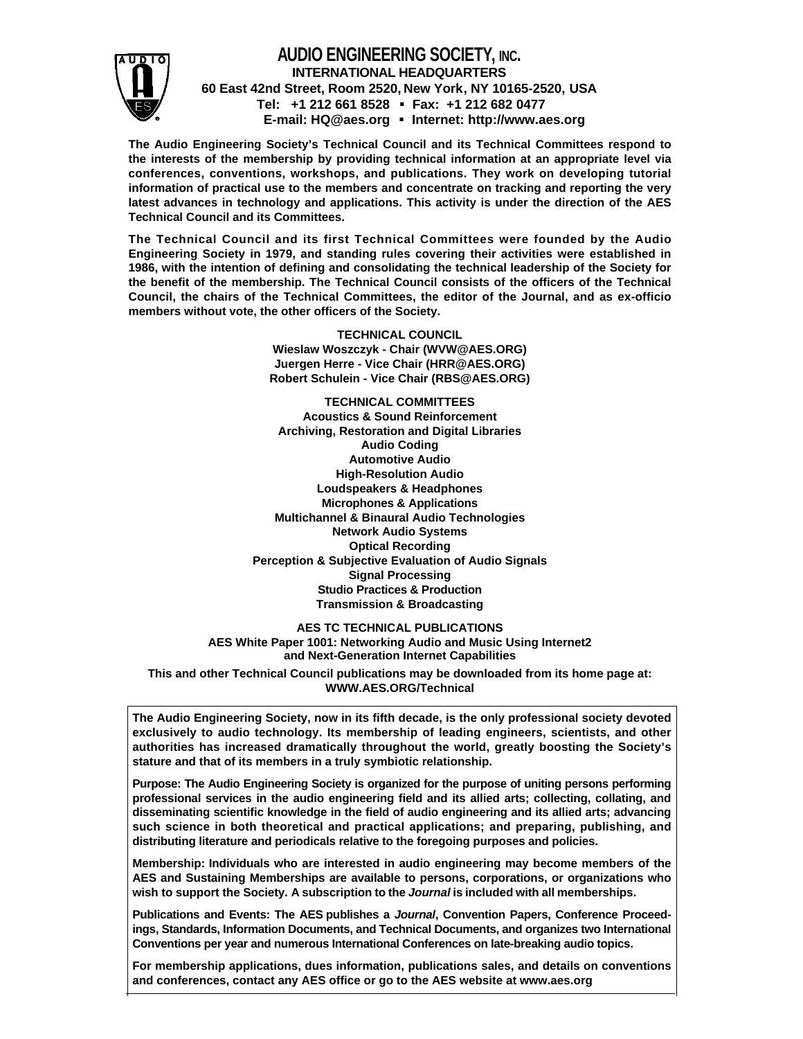# AUDIO ENGINEERING SOCIETY, INC.

**INTERNATIONAL HEADQUARTERS**
**60 East 42nd Street, Room 2520, New York, NY 10165-2520, USA**
**Tel: +1 212 661 8528 ▪ Fax: +1 212 682 0477**
**E-mail: HQ@aes.org ▪ Internet: http://www.aes.org**

**The Audio Engineering Society's Technical Council and its Technical Committees respond to the interests of the membership by providing technical information at an appropriate level via conferences, conventions, workshops, and publications. They work on developing tutorial information of practical use to the members and concentrate on tracking and reporting the very latest advances in technology and applications. This activity is under the direction of the AES Technical Council and its Committees.**

**The Technical Council and its first Technical Committees were founded by the Audio Engineering Society in 1979, and standing rules covering their activities were established in 1986, with the intention of defining and consolidating the technical leadership of the Society for the benefit of the membership. The Technical Council consists of the officers of the Technical Council, the chairs of the Technical Committees, the editor of the Journal, and as ex-officio members without vote, the other officers of the Society.**

**TECHNICAL COUNCIL**
**Wieslaw Woszczyk - Chair (WVW@AES.ORG)**
**Juergen Herre - Vice Chair (HRR@AES.ORG)**
**Robert Schulein - Vice Chair (RBS@AES.ORG)**

**TECHNICAL COMMITTEES**
**Acoustics & Sound Reinforcement**
**Archiving, Restoration and Digital Libraries**
**Audio Coding**
**Automotive Audio**
**High-Resolution Audio**
**Loudspeakers & Headphones**
**Microphones & Applications**
**Multichannel & Binaural Audio Technologies**
**Network Audio Systems**
**Optical Recording**
**Perception & Subjective Evaluation of Audio Signals**
**Signal Processing**
**Studio Practices & Production**
**Transmission & Broadcasting**

**AES TC TECHNICAL PUBLICATIONS**
**AES White Paper 1001: Networking Audio and Music Using Internet2 and Next-Generation Internet Capabilities**

**This and other Technical Council publications may be downloaded from its home page at: WWW.AES.ORG/Technical**

**The Audio Engineering Society, now in its fifth decade, is the only professional society devoted exclusively to audio technology. Its membership of leading engineers, scientists, and other authorities has increased dramatically throughout the world, greatly boosting the Society's stature and that of its members in a truly symbiotic relationship.**

**Purpose: The Audio Engineering Society is organized for the purpose of uniting persons performing professional services in the audio engineering field and its allied arts; collecting, collating, and disseminating scientific knowledge in the field of audio engineering and its allied arts; advancing such science in both theoretical and practical applications; and preparing, publishing, and distributing literature and periodicals relative to the foregoing purposes and policies.**

**Membership: Individuals who are interested in audio engineering may become members of the AES and Sustaining Memberships are available to persons, corporations, or organizations who wish to support the Society. A subscription to the *Journal* is included with all memberships.**

**Publications and Events: The AES publishes a *Journal*, Convention Papers, Conference Proceedings, Standards, Information Documents, and Technical Documents, and organizes two International Conventions per year and numerous International Conferences on late-breaking audio topics.**

**For membership applications, dues information, publications sales, and details on conventions and conferences, contact any AES office or go to the AES website at www.aes.org**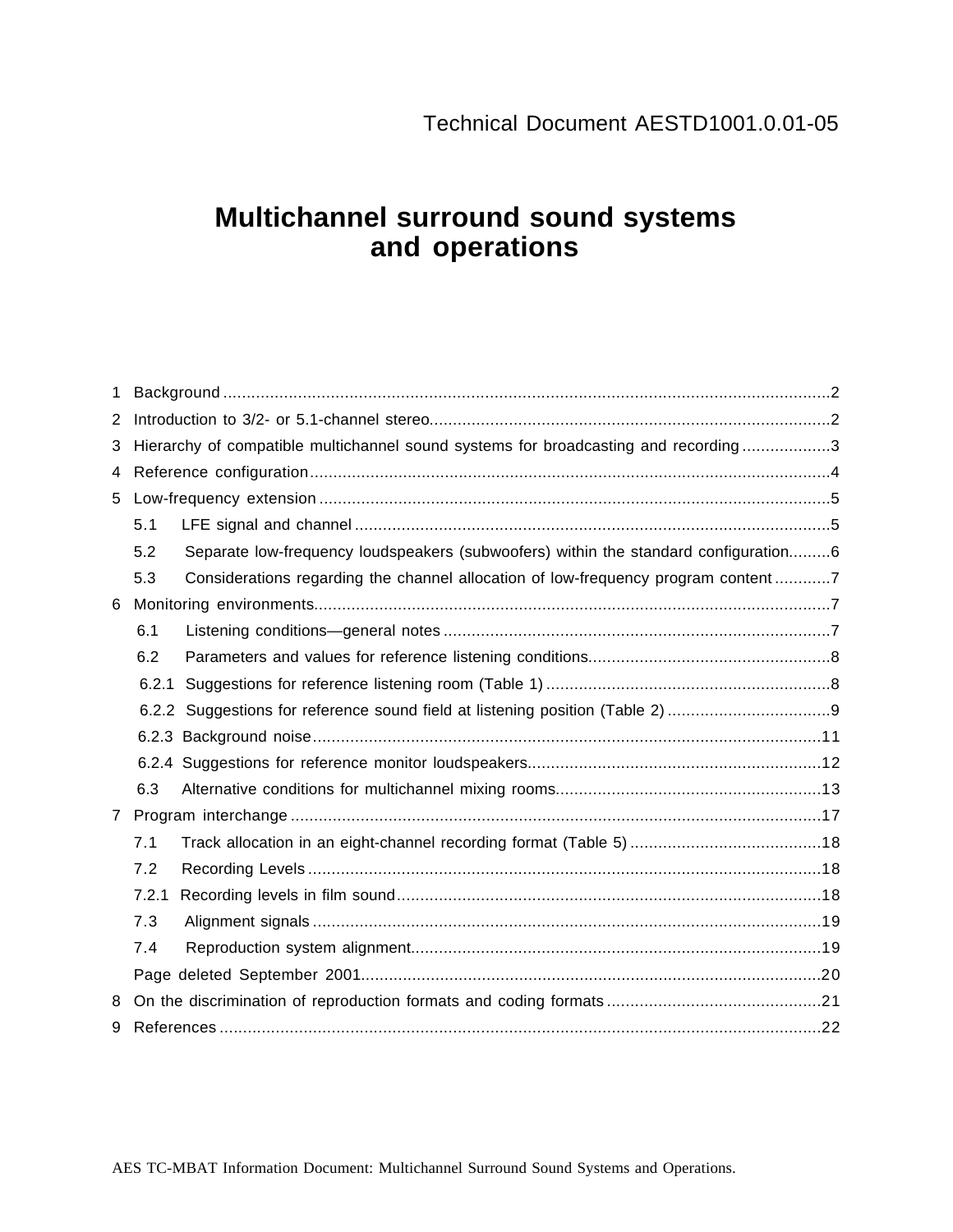Technical Document AESTD1001.0.01-05

# Multichannel surround sound systems and operations

1 Background .......................................................................................................................2

2 Introduction to 3/2- or 5.1-channel stereo.......................................................................................2

3 Hierarchy of compatible multichannel sound systems for broadcasting and recording ...................3

4 Reference configuration.....................................................................................................................4

5 Low-frequency extension ...................................................................................................................5

- 5.1 LFE signal and channel .........................................................................................................5
- 5.2 Separate low-frequency loudspeakers (subwoofers) within the standard configuration.........6
- 5.3 Considerations regarding the channel allocation of low-frequency program content ............7

6 Monitoring environments.....................................................................................................................7

- 6.1 Listening conditions—general notes ........................................................................................7
- 6.2 Parameters and values for reference listening conditions.......................................................8
- 6.2.1 Suggestions for reference listening room (Table 1) ................................................................8
- 6.2.2 Suggestions for reference sound field at listening position (Table 2) ....................................9
- 6.2.3 Background noise.................................................................................................................11
- 6.2.4 Suggestions for reference monitor loudspeakers................................................................12
- 6.3 Alternative conditions for multichannel mixing rooms.........................................................13

7 Program interchange ..........................................................................................................................17

- 7.1 Track allocation in an eight-channel recording format (Table 5) .........................................18
- 7.2 Recording Levels .....................................................................................................................18
- 7.2.1 Recording levels in film sound...............................................................................................18
- 7.3 Alignment signals ....................................................................................................................19
- 7.4 Reproduction system alignment...............................................................................................19

Page deleted September 2001.............................................................................................................20

8 On the discrimination of reproduction formats and coding formats ..............................................21

9 References ..........................................................................................................................................22

AES TC-MBAT Information Document: Multichannel Surround Sound Systems and Operations.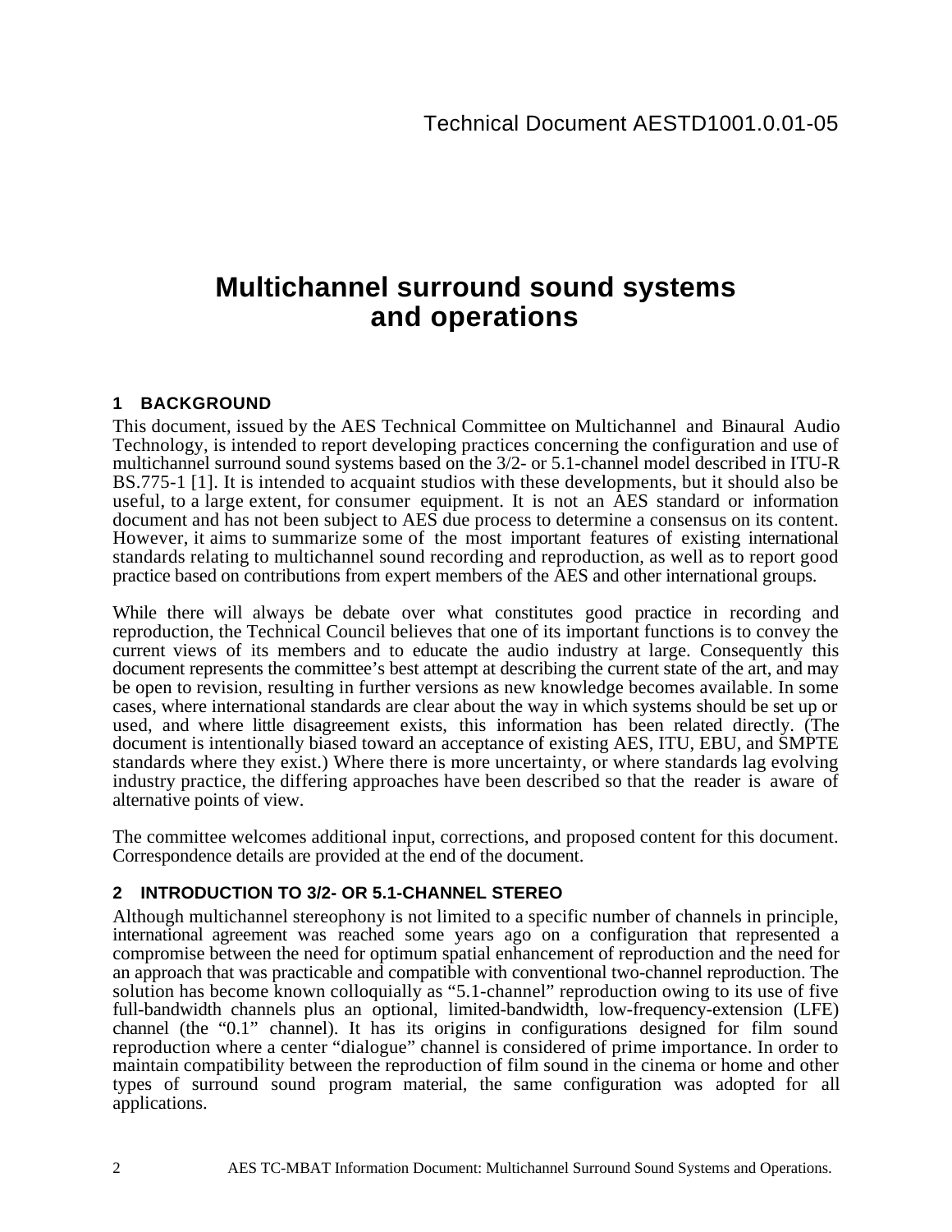Technical Document AESTD1001.0.01-05

# Multichannel surround sound systems and operations

## 1 BACKGROUND

This document, issued by the AES Technical Committee on Multichannel and Binaural Audio Technology, is intended to report developing practices concerning the configuration and use of multichannel surround sound systems based on the 3/2- or 5.1-channel model described in ITU-R BS.775-1 [1]. It is intended to acquaint studios with these developments, but it should also be useful, to a large extent, for consumer equipment. It is not an AES standard or information document and has not been subject to AES due process to determine a consensus on its content. However, it aims to summarize some of the most important features of existing international standards relating to multichannel sound recording and reproduction, as well as to report good practice based on contributions from expert members of the AES and other international groups.

While there will always be debate over what constitutes good practice in recording and reproduction, the Technical Council believes that one of its important functions is to convey the current views of its members and to educate the audio industry at large. Consequently this document represents the committee's best attempt at describing the current state of the art, and may be open to revision, resulting in further versions as new knowledge becomes available. In some cases, where international standards are clear about the way in which systems should be set up or used, and where little disagreement exists, this information has been related directly. (The document is intentionally biased toward an acceptance of existing AES, ITU, EBU, and SMPTE standards where they exist.) Where there is more uncertainty, or where standards lag evolving industry practice, the differing approaches have been described so that the reader is aware of alternative points of view.

The committee welcomes additional input, corrections, and proposed content for this document. Correspondence details are provided at the end of the document.

## 2 INTRODUCTION TO 3/2- OR 5.1-CHANNEL STEREO

Although multichannel stereophony is not limited to a specific number of channels in principle, international agreement was reached some years ago on a configuration that represented a compromise between the need for optimum spatial enhancement of reproduction and the need for an approach that was practicable and compatible with conventional two-channel reproduction. The solution has become known colloquially as "5.1-channel" reproduction owing to its use of five full-bandwidth channels plus an optional, limited-bandwidth, low-frequency-extension (LFE) channel (the "0.1" channel). It has its origins in configurations designed for film sound reproduction where a center "dialogue" channel is considered of prime importance. In order to maintain compatibility between the reproduction of film sound in the cinema or home and other types of surround sound program material, the same configuration was adopted for all applications.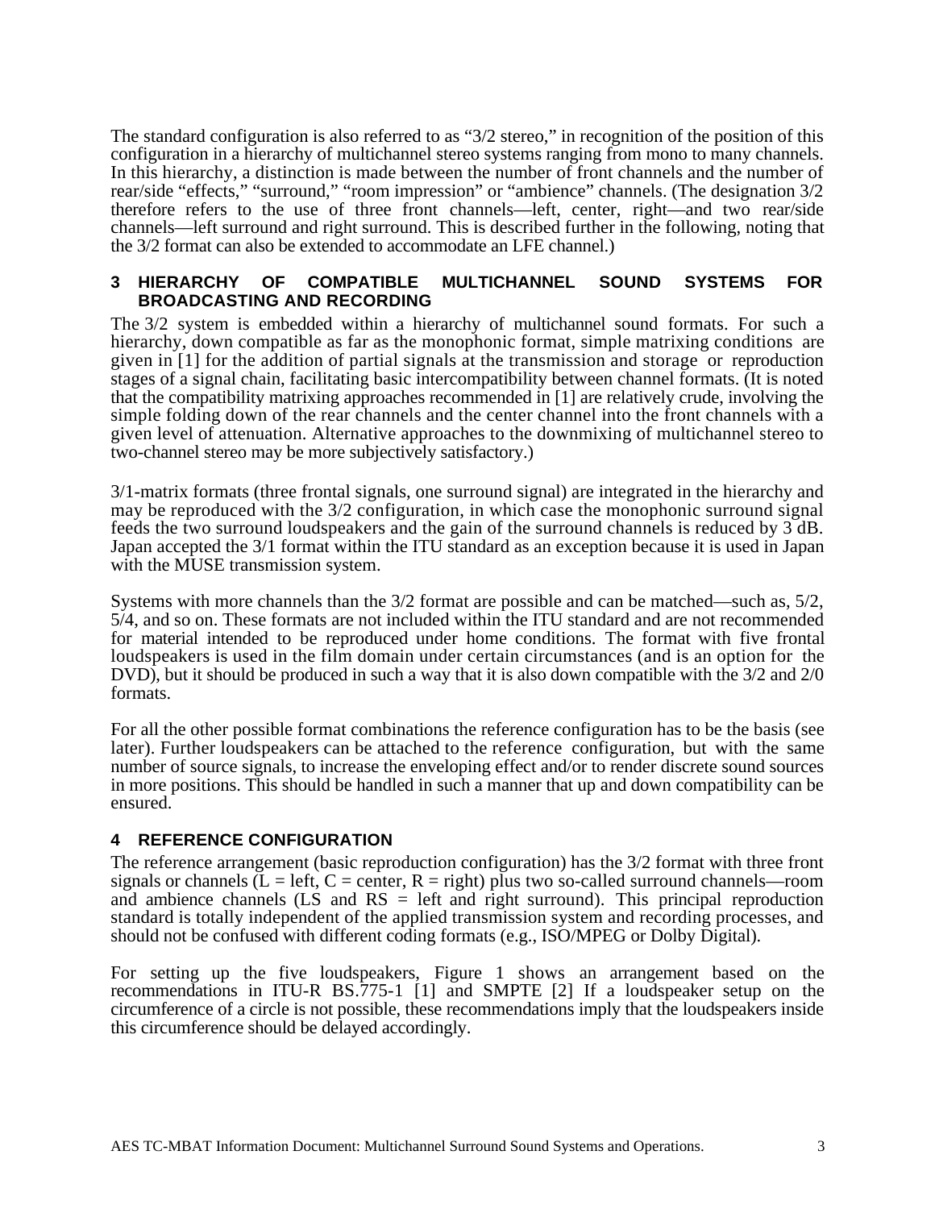The standard configuration is also referred to as “3/2 stereo,” in recognition of the position of this configuration in a hierarchy of multichannel stereo systems ranging from mono to many channels. In this hierarchy, a distinction is made between the number of front channels and the number of rear/side “effects,” “surround,” “room impression” or “ambience” channels. (The designation 3/2 therefore refers to the use of three front channels—left, center, right—and two rear/side channels—left surround and right surround. This is described further in the following, noting that the 3/2 format can also be extended to accommodate an LFE channel.)

## 3 HIERARCHY OF COMPATIBLE MULTICHANNEL SOUND SYSTEMS FOR BROADCASTING AND RECORDING

The 3/2 system is embedded within a hierarchy of multichannel sound formats. For such a hierarchy, down compatible as far as the monophonic format, simple matrixing conditions are given in [1] for the addition of partial signals at the transmission and storage or reproduction stages of a signal chain, facilitating basic intercompatibility between channel formats. (It is noted that the compatibility matrixing approaches recommended in [1] are relatively crude, involving the simple folding down of the rear channels and the center channel into the front channels with a given level of attenuation. Alternative approaches to the downmixing of multichannel stereo to two-channel stereo may be more subjectively satisfactory.)

3/1-matrix formats (three frontal signals, one surround signal) are integrated in the hierarchy and may be reproduced with the 3/2 configuration, in which case the monophonic surround signal feeds the two surround loudspeakers and the gain of the surround channels is reduced by 3 dB. Japan accepted the 3/1 format within the ITU standard as an exception because it is used in Japan with the MUSE transmission system.

Systems with more channels than the 3/2 format are possible and can be matched—such as, 5/2, 5/4, and so on. These formats are not included within the ITU standard and are not recommended for material intended to be reproduced under home conditions. The format with five frontal loudspeakers is used in the film domain under certain circumstances (and is an option for the DVD), but it should be produced in such a way that it is also down compatible with the 3/2 and 2/0 formats.

For all the other possible format combinations the reference configuration has to be the basis (see later). Further loudspeakers can be attached to the reference configuration, but with the same number of source signals, to increase the enveloping effect and/or to render discrete sound sources in more positions. This should be handled in such a manner that up and down compatibility can be ensured.

## 4 REFERENCE CONFIGURATION

The reference arrangement (basic reproduction configuration) has the 3/2 format with three front signals or channels (L = left, C = center, R = right) plus two so-called surround channels—room and ambience channels (LS and RS = left and right surround). This principal reproduction standard is totally independent of the applied transmission system and recording processes, and should not be confused with different coding formats (e.g., ISO/MPEG or Dolby Digital).

For setting up the five loudspeakers, Figure 1 shows an arrangement based on the recommendations in ITU-R BS.775-1 [1] and SMPTE [2] If a loudspeaker setup on the circumference of a circle is not possible, these recommendations imply that the loudspeakers inside this circumference should be delayed accordingly.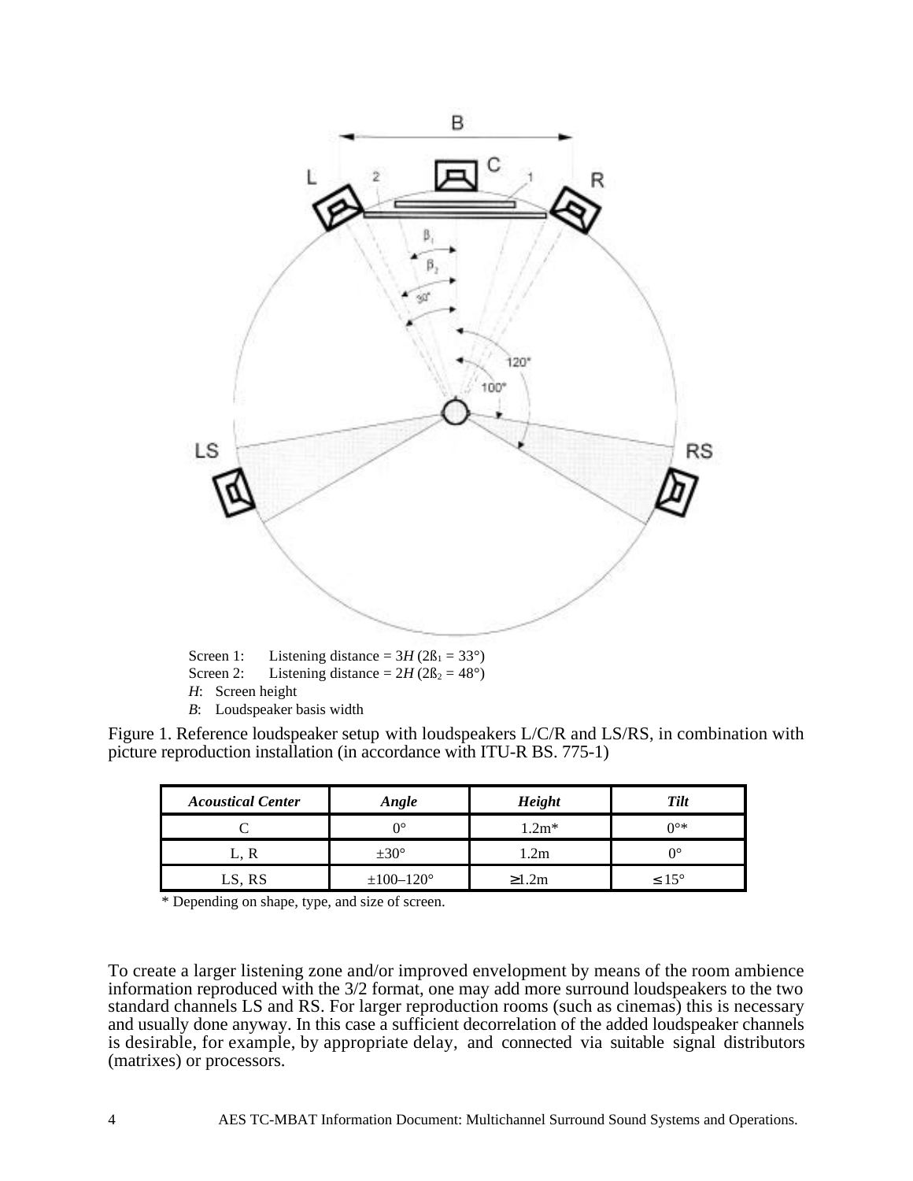Screen 1: Listening distance = 3*H* ($2\beta_1 = 33°$)
Screen 2: Listening distance = 2*H* ($2\beta_2 = 48°$)
*H*: Screen height
*B*: Loudspeaker basis width

Figure 1. Reference loudspeaker setup with loudspeakers L/C/R and LS/RS, in combination with picture reproduction installation (in accordance with ITU-R BS. 775-1)

| ***Acoustical Center*** | ***Angle*** | ***Height*** | ***Tilt*** |
|---|---|---|---|
| C | 0° | 1.2m* | 0°* |
| L, R | ±30° | 1.2m | 0° |
| LS, RS | ±100–120° | ≥1.2m | ≤15° |

\* Depending on shape, type, and size of screen.

To create a larger listening zone and/or improved envelopment by means of the room ambience information reproduced with the 3/2 format, one may add more surround loudspeakers to the two standard channels LS and RS. For larger reproduction rooms (such as cinemas) this is necessary and usually done anyway. In this case a sufficient decorrelation of the added loudspeaker channels is desirable, for example, by appropriate delay, and connected via suitable signal distributors (matrixes) or processors.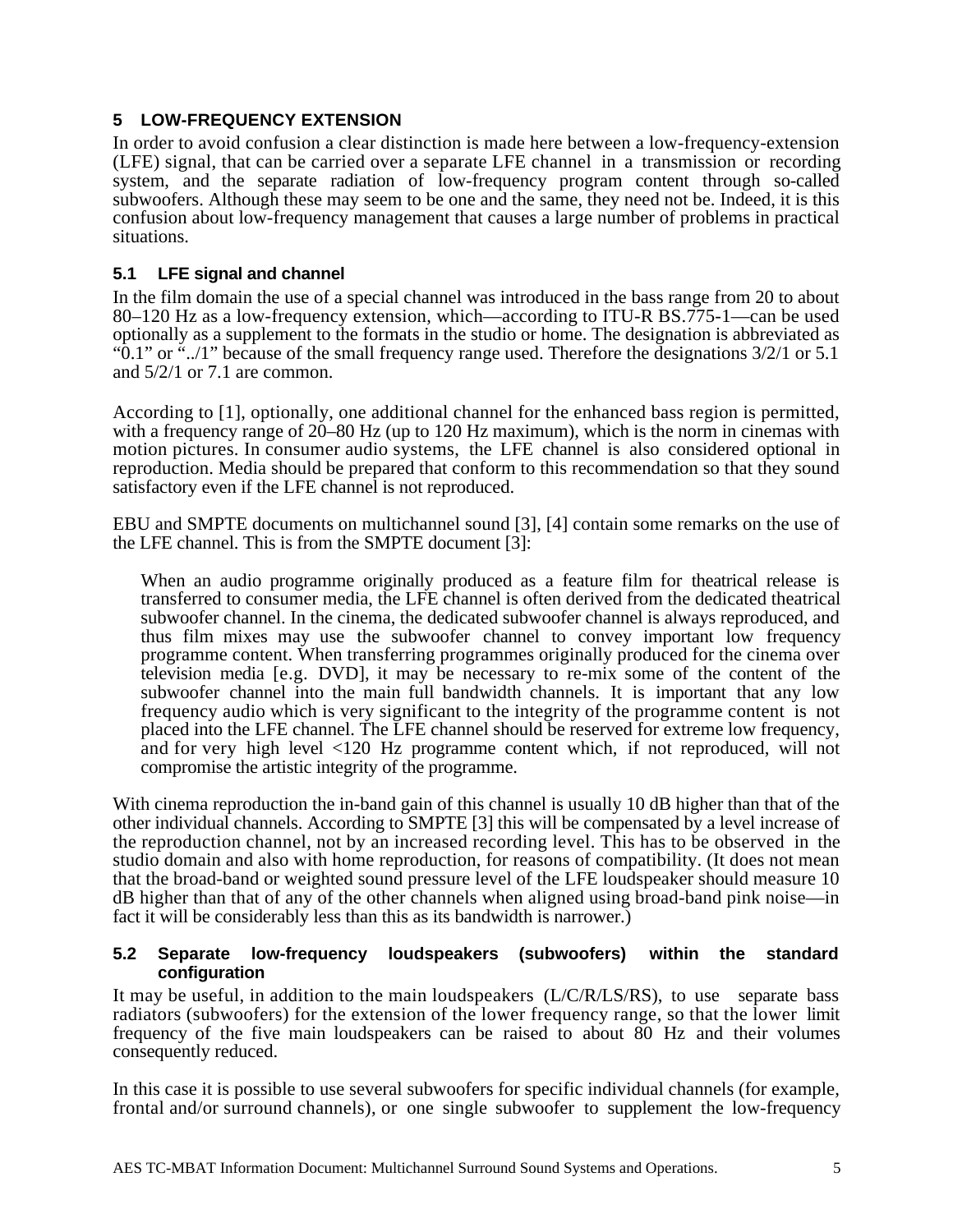## 5 LOW-FREQUENCY EXTENSION

In order to avoid confusion a clear distinction is made here between a low-frequency-extension (LFE) signal, that can be carried over a separate LFE channel in a transmission or recording system, and the separate radiation of low-frequency program content through so-called subwoofers. Although these may seem to be one and the same, they need not be. Indeed, it is this confusion about low-frequency management that causes a large number of problems in practical situations.

### 5.1 LFE signal and channel

In the film domain the use of a special channel was introduced in the bass range from 20 to about 80–120 Hz as a low-frequency extension, which—according to ITU-R BS.775-1—can be used optionally as a supplement to the formats in the studio or home. The designation is abbreviated as "0.1" or "../1" because of the small frequency range used. Therefore the designations 3/2/1 or 5.1 and 5/2/1 or 7.1 are common.

According to [1], optionally, one additional channel for the enhanced bass region is permitted, with a frequency range of 20–80 Hz (up to 120 Hz maximum), which is the norm in cinemas with motion pictures. In consumer audio systems, the LFE channel is also considered optional in reproduction. Media should be prepared that conform to this recommendation so that they sound satisfactory even if the LFE channel is not reproduced.

EBU and SMPTE documents on multichannel sound [3], [4] contain some remarks on the use of the LFE channel. This is from the SMPTE document [3]:

> When an audio programme originally produced as a feature film for theatrical release is transferred to consumer media, the LFE channel is often derived from the dedicated theatrical subwoofer channel. In the cinema, the dedicated subwoofer channel is always reproduced, and thus film mixes may use the subwoofer channel to convey important low frequency programme content. When transferring programmes originally produced for the cinema over television media [e.g. DVD], it may be necessary to re-mix some of the content of the subwoofer channel into the main full bandwidth channels. It is important that any low frequency audio which is very significant to the integrity of the programme content is not placed into the LFE channel. The LFE channel should be reserved for extreme low frequency, and for very high level <120 Hz programme content which, if not reproduced, will not compromise the artistic integrity of the programme.

With cinema reproduction the in-band gain of this channel is usually 10 dB higher than that of the other individual channels. According to SMPTE [3] this will be compensated by a level increase of the reproduction channel, not by an increased recording level. This has to be observed in the studio domain and also with home reproduction, for reasons of compatibility. (It does not mean that the broad-band or weighted sound pressure level of the LFE loudspeaker should measure 10 dB higher than that of any of the other channels when aligned using broad-band pink noise—in fact it will be considerably less than this as its bandwidth is narrower.)

### 5.2 Separate low-frequency loudspeakers (subwoofers) within the standard configuration

It may be useful, in addition to the main loudspeakers (L/C/R/LS/RS), to use separate bass radiators (subwoofers) for the extension of the lower frequency range, so that the lower limit frequency of the five main loudspeakers can be raised to about 80 Hz and their volumes consequently reduced.

In this case it is possible to use several subwoofers for specific individual channels (for example, frontal and/or surround channels), or one single subwoofer to supplement the low-frequency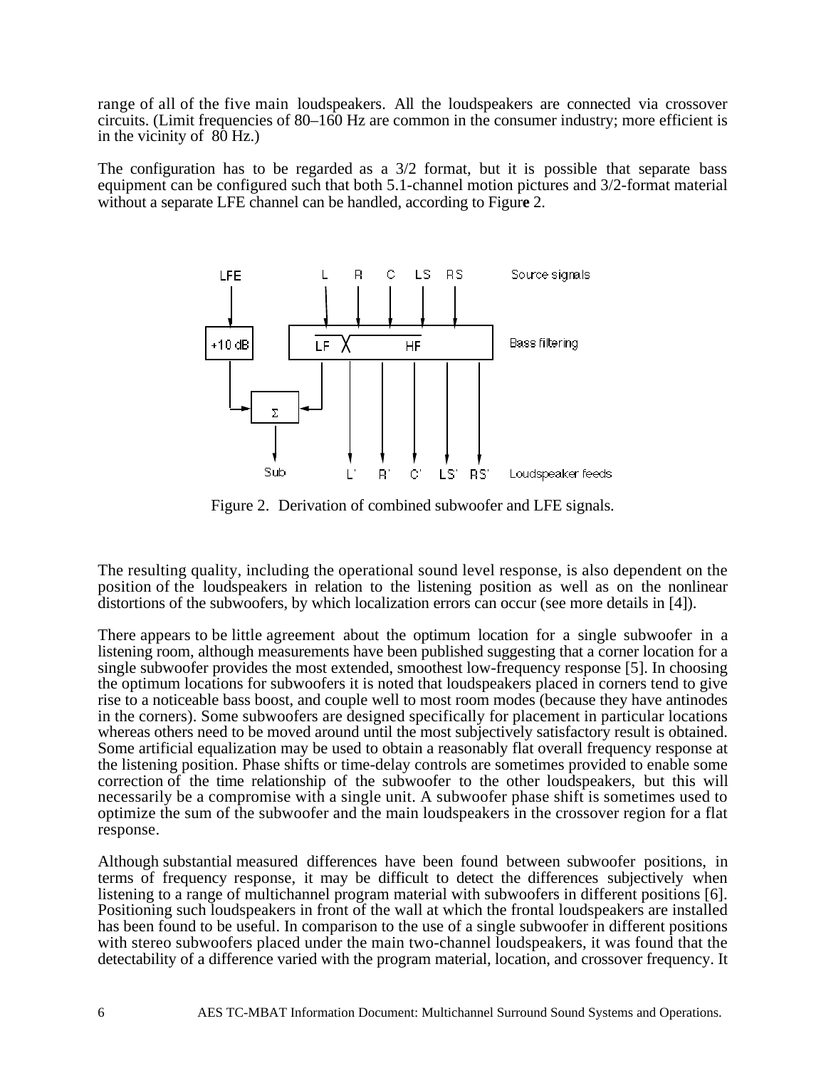range of all of the five main loudspeakers. All the loudspeakers are connected via crossover circuits. (Limit frequencies of 80–160 Hz are common in the consumer industry; more efficient is in the vicinity of 80 Hz.)

The configuration has to be regarded as a 3/2 format, but it is possible that separate bass equipment can be configured such that both 5.1-channel motion pictures and 3/2-format material without a separate LFE channel can be handled, according to Figure 2.

Figure 2. Derivation of combined subwoofer and LFE signals.

The resulting quality, including the operational sound level response, is also dependent on the position of the loudspeakers in relation to the listening position as well as on the nonlinear distortions of the subwoofers, by which localization errors can occur (see more details in [4]).

There appears to be little agreement about the optimum location for a single subwoofer in a listening room, although measurements have been published suggesting that a corner location for a single subwoofer provides the most extended, smoothest low-frequency response [5]. In choosing the optimum locations for subwoofers it is noted that loudspeakers placed in corners tend to give rise to a noticeable bass boost, and couple well to most room modes (because they have antinodes in the corners). Some subwoofers are designed specifically for placement in particular locations whereas others need to be moved around until the most subjectively satisfactory result is obtained. Some artificial equalization may be used to obtain a reasonably flat overall frequency response at the listening position. Phase shifts or time-delay controls are sometimes provided to enable some correction of the time relationship of the subwoofer to the other loudspeakers, but this will necessarily be a compromise with a single unit. A subwoofer phase shift is sometimes used to optimize the sum of the subwoofer and the main loudspeakers in the crossover region for a flat response.

Although substantial measured differences have been found between subwoofer positions, in terms of frequency response, it may be difficult to detect the differences subjectively when listening to a range of multichannel program material with subwoofers in different positions [6]. Positioning such loudspeakers in front of the wall at which the frontal loudspeakers are installed has been found to be useful. In comparison to the use of a single subwoofer in different positions with stereo subwoofers placed under the main two-channel loudspeakers, it was found that the detectability of a difference varied with the program material, location, and crossover frequency. It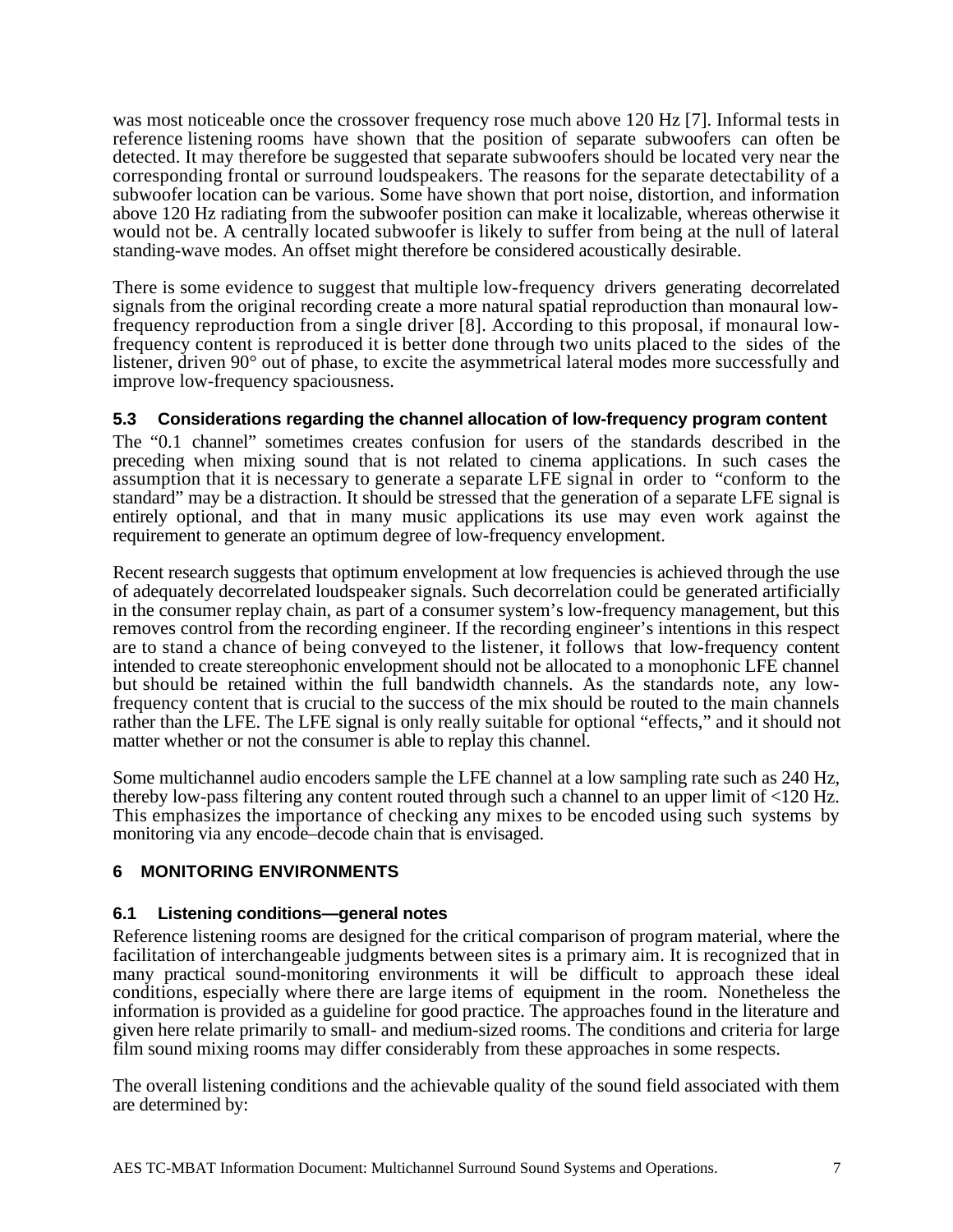was most noticeable once the crossover frequency rose much above 120 Hz [7]. Informal tests in reference listening rooms have shown that the position of separate subwoofers can often be detected. It may therefore be suggested that separate subwoofers should be located very near the corresponding frontal or surround loudspeakers. The reasons for the separate detectability of a subwoofer location can be various. Some have shown that port noise, distortion, and information above 120 Hz radiating from the subwoofer position can make it localizable, whereas otherwise it would not be. A centrally located subwoofer is likely to suffer from being at the null of lateral standing-wave modes. An offset might therefore be considered acoustically desirable.

There is some evidence to suggest that multiple low-frequency drivers generating decorrelated signals from the original recording create a more natural spatial reproduction than monaural low-frequency reproduction from a single driver [8]. According to this proposal, if monaural low-frequency content is reproduced it is better done through two units placed to the sides of the listener, driven 90° out of phase, to excite the asymmetrical lateral modes more successfully and improve low-frequency spaciousness.

### 5.3 Considerations regarding the channel allocation of low-frequency program content

The "0.1 channel" sometimes creates confusion for users of the standards described in the preceding when mixing sound that is not related to cinema applications. In such cases the assumption that it is necessary to generate a separate LFE signal in order to "conform to the standard" may be a distraction. It should be stressed that the generation of a separate LFE signal is entirely optional, and that in many music applications its use may even work against the requirement to generate an optimum degree of low-frequency envelopment.

Recent research suggests that optimum envelopment at low frequencies is achieved through the use of adequately decorrelated loudspeaker signals. Such decorrelation could be generated artificially in the consumer replay chain, as part of a consumer system's low-frequency management, but this removes control from the recording engineer. If the recording engineer's intentions in this respect are to stand a chance of being conveyed to the listener, it follows that low-frequency content intended to create stereophonic envelopment should not be allocated to a monophonic LFE channel but should be retained within the full bandwidth channels. As the standards note, any low-frequency content that is crucial to the success of the mix should be routed to the main channels rather than the LFE. The LFE signal is only really suitable for optional "effects," and it should not matter whether or not the consumer is able to replay this channel.

Some multichannel audio encoders sample the LFE channel at a low sampling rate such as 240 Hz, thereby low-pass filtering any content routed through such a channel to an upper limit of <120 Hz. This emphasizes the importance of checking any mixes to be encoded using such systems by monitoring via any encode–decode chain that is envisaged.

## 6 MONITORING ENVIRONMENTS

### 6.1 Listening conditions—general notes

Reference listening rooms are designed for the critical comparison of program material, where the facilitation of interchangeable judgments between sites is a primary aim. It is recognized that in many practical sound-monitoring environments it will be difficult to approach these ideal conditions, especially where there are large items of equipment in the room. Nonetheless the information is provided as a guideline for good practice. The approaches found in the literature and given here relate primarily to small- and medium-sized rooms. The conditions and criteria for large film sound mixing rooms may differ considerably from these approaches in some respects.

The overall listening conditions and the achievable quality of the sound field associated with them are determined by: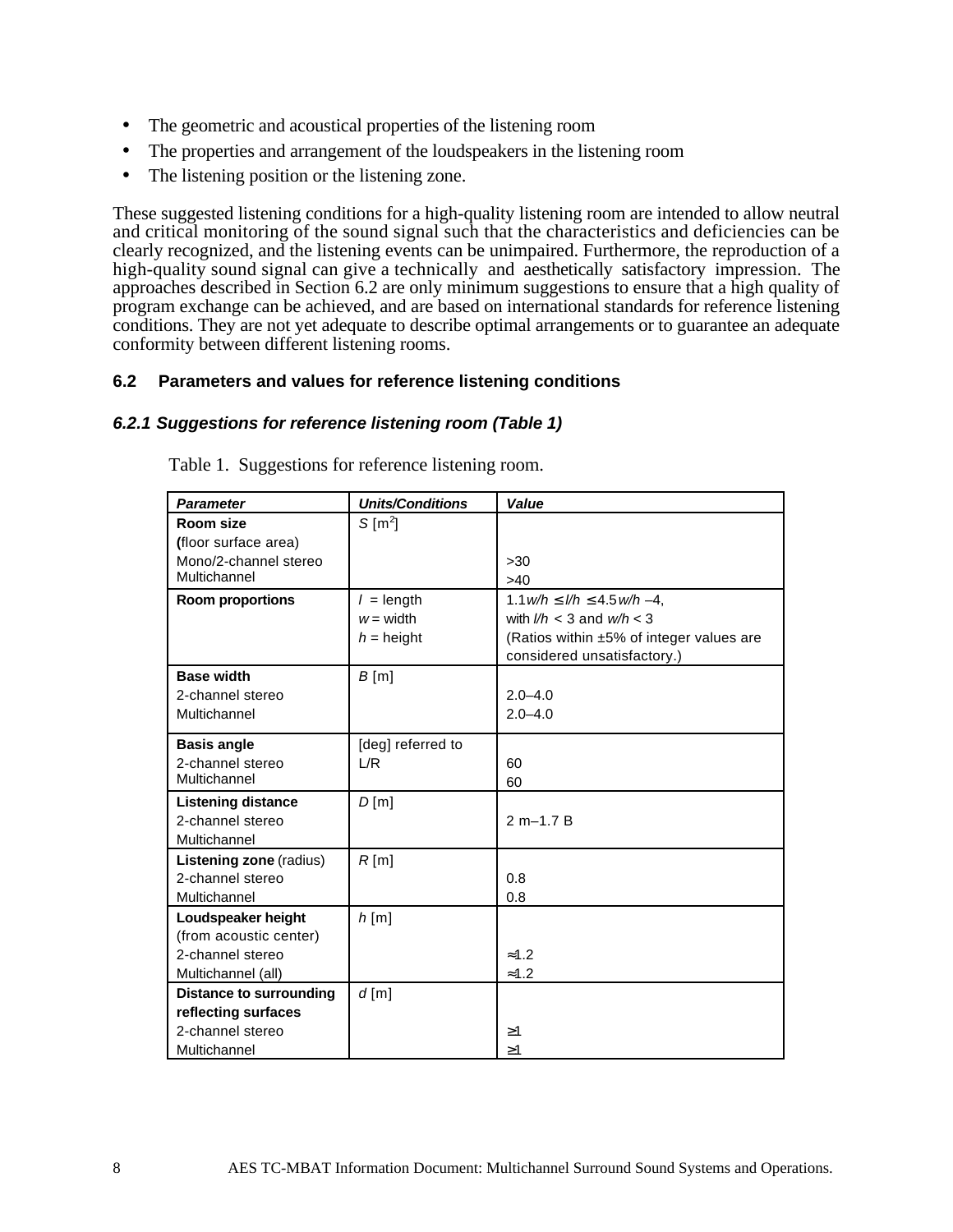- The geometric and acoustical properties of the listening room
- The properties and arrangement of the loudspeakers in the listening room
- The listening position or the listening zone.

These suggested listening conditions for a high-quality listening room are intended to allow neutral and critical monitoring of the sound signal such that the characteristics and deficiencies can be clearly recognized, and the listening events can be unimpaired. Furthermore, the reproduction of a high-quality sound signal can give a technically and aesthetically satisfactory impression. The approaches described in Section 6.2 are only minimum suggestions to ensure that a high quality of program exchange can be achieved, and are based on international standards for reference listening conditions. They are not yet adequate to describe optimal arrangements or to guarantee an adequate conformity between different listening rooms.

## 6.2 Parameters and values for reference listening conditions

### *6.2.1 Suggestions for reference listening room (Table 1)*

Table 1. Suggestions for reference listening room.

| *Parameter* | *Units/Conditions* | *Value* |
|---|---|---|
| **Room size** (floor surface area)<br>Mono/2-channel stereo<br>Multichannel | $S$ [m$^2$] | <br><br>>30<br>>40 |
| **Room proportions** | $l$ = length<br>$w$ = width<br>$h$ = height | $1.1w/h \le l/h \le 4.5w/h - 4$,<br>with $l/h < 3$ and $w/h < 3$<br>(Ratios within ±5% of integer values are considered unsatisfactory.) |
| **Base width**<br>2-channel stereo<br>Multichannel | $B$ [m] | <br>2.0–4.0<br>2.0–4.0 |
| **Basis angle**<br>2-channel stereo<br>Multichannel | [deg] referred to L/R | <br>60<br>60 |
| **Listening distance**<br>2-channel stereo<br>Multichannel | $D$ [m] | <br>2 m–1.7 B |
| **Listening zone** (radius)<br>2-channel stereo<br>Multichannel | $R$ [m] | <br>0.8<br>0.8 |
| **Loudspeaker height** (from acoustic center)<br>2-channel stereo<br>Multichannel (all) | $h$ [m] | <br><br>≈1.2<br>≈1.2 |
| **Distance to surrounding reflecting surfaces**<br>2-channel stereo<br>Multichannel | $d$ [m] | <br><br>≥1<br>≥1 |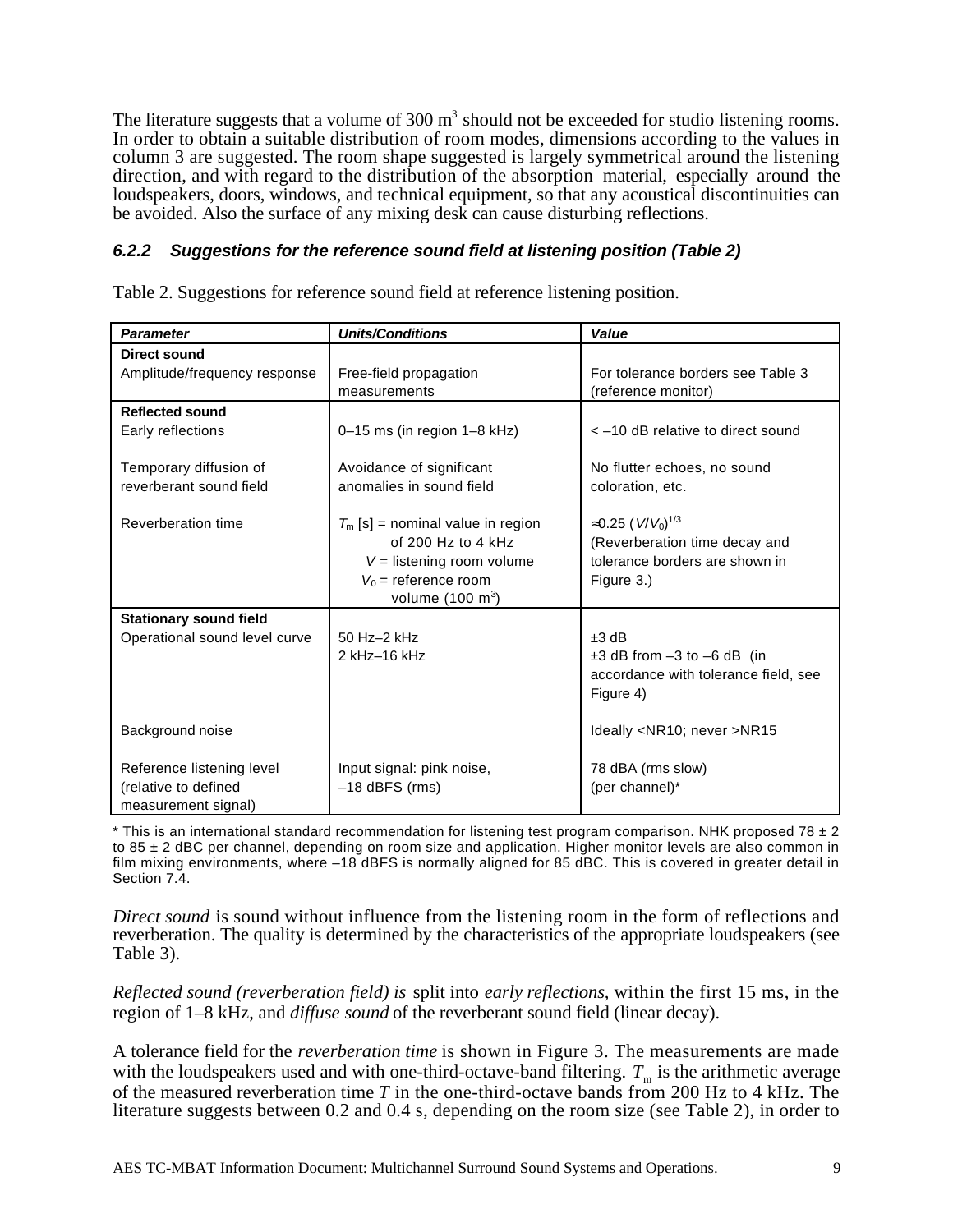The literature suggests that a volume of 300 $m^3$ should not be exceeded for studio listening rooms. In order to obtain a suitable distribution of room modes, dimensions according to the values in column 3 are suggested. The room shape suggested is largely symmetrical around the listening direction, and with regard to the distribution of the absorption material, especially around the loudspeakers, doors, windows, and technical equipment, so that any acoustical discontinuities can be avoided. Also the surface of any mixing desk can cause disturbing reflections.

#### *6.2.2 Suggestions for the reference sound field at listening position (Table 2)*

Table 2. Suggestions for reference sound field at reference listening position.

| ***Parameter*** | ***Units/Conditions*** | ***Value*** |
|---|---|---|
| **Direct sound** | | |
| Amplitude/frequency response | Free-field propagation measurements | For tolerance borders see Table 3 (reference monitor) |
| **Reflected sound** | | |
| Early reflections | 0–15 ms (in region 1–8 kHz) | < –10 dB relative to direct sound |
| Temporary diffusion of reverberant sound field | Avoidance of significant anomalies in sound field | No flutter echoes, no sound coloration, etc. |
| Reverberation time | $T_m$ [s] = nominal value in region of 200 Hz to 4 kHz<br>$V$ = listening room volume<br>$V_0$ = reference room volume (100 $m^3$) | $\approx 0.25\ (V/V_0)^{1/3}$<br>(Reverberation time decay and tolerance borders are shown in Figure 3.) |
| **Stationary sound field** | | |
| Operational sound level curve | 50 Hz–2 kHz<br>2 kHz–16 kHz | ±3 dB<br>±3 dB from –3 to –6 dB (in accordance with tolerance field, see Figure 4) |
| Background noise | | Ideally <NR10; never >NR15 |
| Reference listening level (relative to defined measurement signal) | Input signal: pink noise, –18 dBFS (rms) | 78 dBA (rms slow) (per channel)* |

\* This is an international standard recommendation for listening test program comparison. NHK proposed 78 ± 2 to 85 ± 2 dBC per channel, depending on room size and application. Higher monitor levels are also common in film mixing environments, where –18 dBFS is normally aligned for 85 dBC. This is covered in greater detail in Section 7.4.

*Direct sound* is sound without influence from the listening room in the form of reflections and reverberation. The quality is determined by the characteristics of the appropriate loudspeakers (see Table 3).

*Reflected sound (reverberation field) is* split into *early reflections,* within the first 15 ms, in the region of 1–8 kHz, and *diffuse sound* of the reverberant sound field (linear decay).

A tolerance field for the *reverberation time* is shown in Figure 3. The measurements are made with the loudspeakers used and with one-third-octave-band filtering. $T_m$ is the arithmetic average of the measured reverberation time $T$ in the one-third-octave bands from 200 Hz to 4 kHz. The literature suggests between 0.2 and 0.4 s, depending on the room size (see Table 2), in order to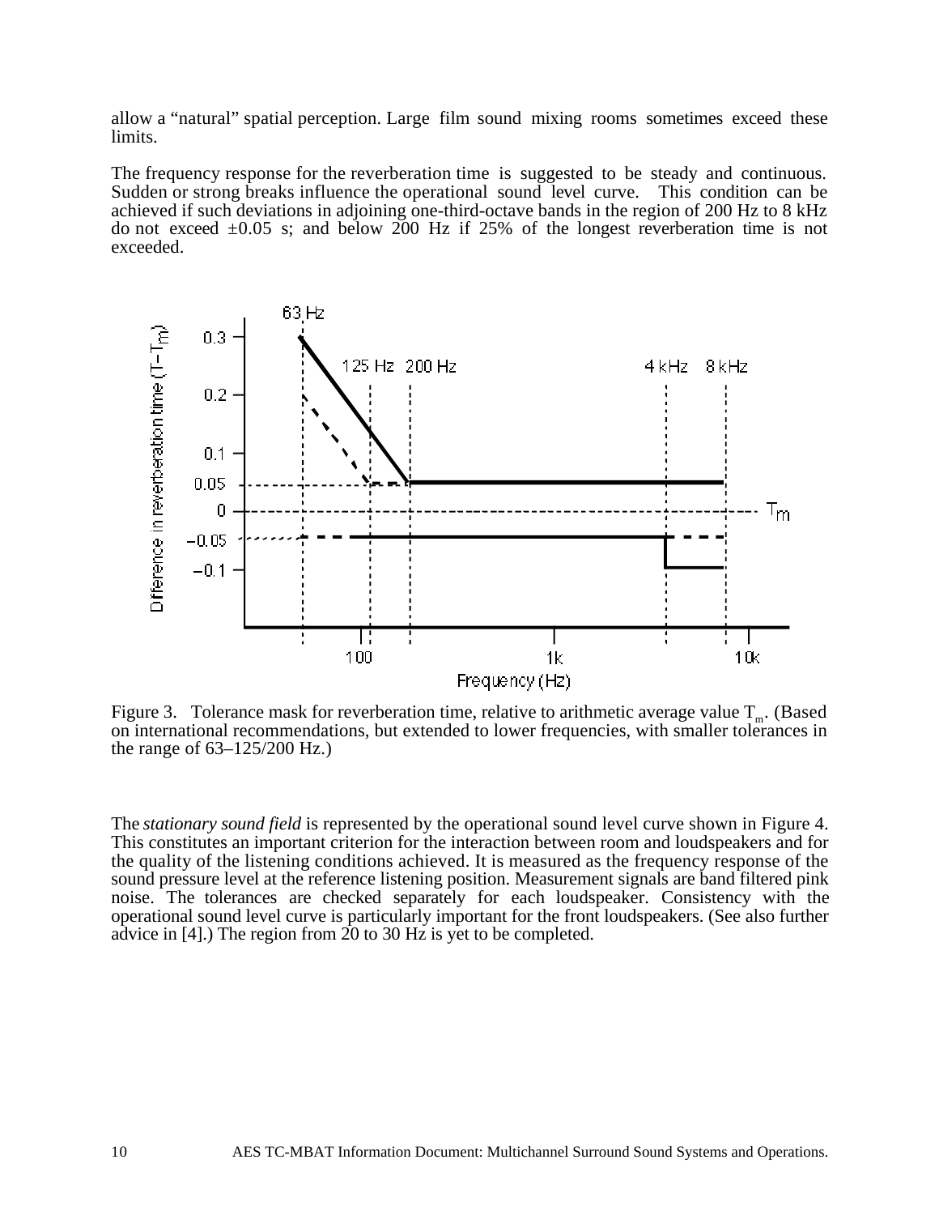allow a "natural" spatial perception. Large film sound mixing rooms sometimes exceed these limits.

The frequency response for the reverberation time is suggested to be steady and continuous. Sudden or strong breaks influence the operational sound level curve. This condition can be achieved if such deviations in adjoining one-third-octave bands in the region of 200 Hz to 8 kHz do not exceed ±0.05 s; and below 200 Hz if 25% of the longest reverberation time is not exceeded.

Figure 3. Tolerance mask for reverberation time, relative to arithmetic average value $T_m$. (Based on international recommendations, but extended to lower frequencies, with smaller tolerances in the range of 63–125/200 Hz.)

The *stationary sound field* is represented by the operational sound level curve shown in Figure 4. This constitutes an important criterion for the interaction between room and loudspeakers and for the quality of the listening conditions achieved. It is measured as the frequency response of the sound pressure level at the reference listening position. Measurement signals are band filtered pink noise. The tolerances are checked separately for each loudspeaker. Consistency with the operational sound level curve is particularly important for the front loudspeakers. (See also further advice in [4].) The region from 20 to 30 Hz is yet to be completed.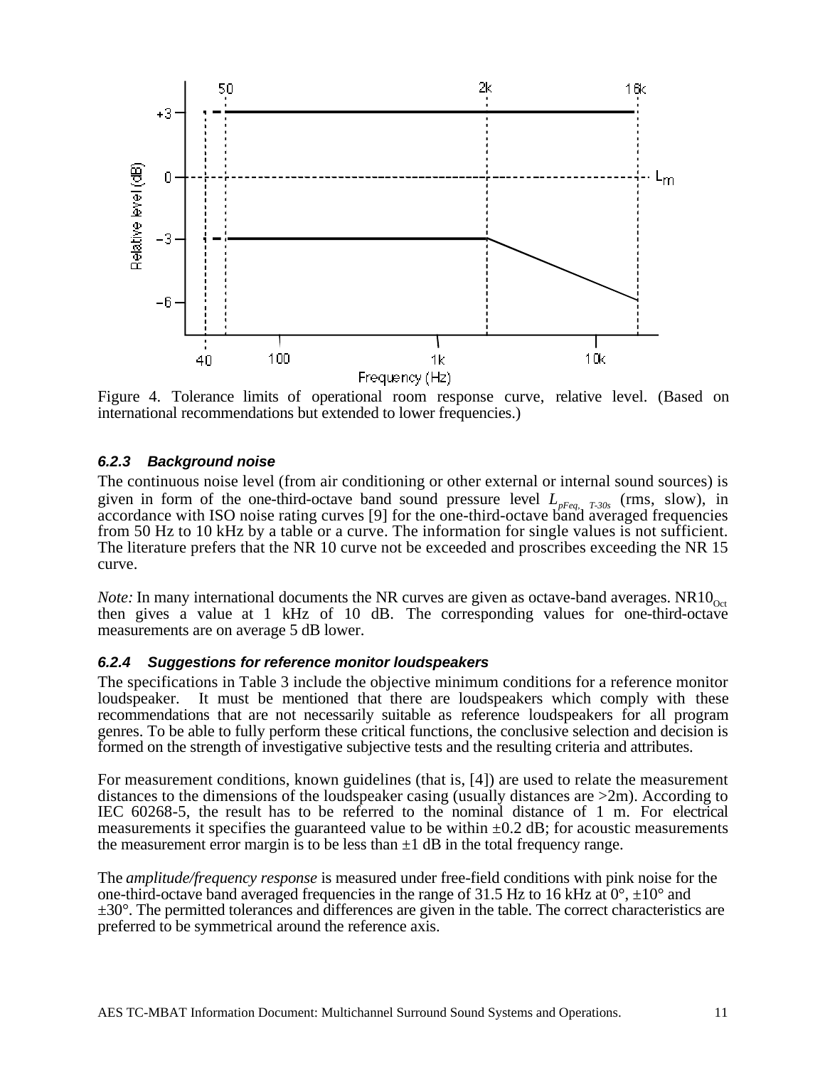Figure 4. Tolerance limits of operational room response curve, relative level. (Based on international recommendations but extended to lower frequencies.)

#### *6.2.3 Background noise*

The continuous noise level (from air conditioning or other external or internal sound sources) is given in form of the one-third-octave band sound pressure level $L_{pFeq,\ T\text{-}30s}$ (rms, slow), in accordance with ISO noise rating curves [9] for the one-third-octave band averaged frequencies from 50 Hz to 10 kHz by a table or a curve. The information for single values is not sufficient. The literature prefers that the NR 10 curve not be exceeded and proscribes exceeding the NR 15 curve.

*Note:* In many international documents the NR curves are given as octave-band averages. $NR10_{Oct}$ then gives a value at 1 kHz of 10 dB. The corresponding values for one-third-octave measurements are on average 5 dB lower.

#### *6.2.4 Suggestions for reference monitor loudspeakers*

The specifications in Table 3 include the objective minimum conditions for a reference monitor loudspeaker. It must be mentioned that there are loudspeakers which comply with these recommendations that are not necessarily suitable as reference loudspeakers for all program genres. To be able to fully perform these critical functions, the conclusive selection and decision is formed on the strength of investigative subjective tests and the resulting criteria and attributes.

For measurement conditions, known guidelines (that is, [4]) are used to relate the measurement distances to the dimensions of the loudspeaker casing (usually distances are >2m). According to IEC 60268-5, the result has to be referred to the nominal distance of 1 m. For electrical measurements it specifies the guaranteed value to be within ±0.2 dB; for acoustic measurements the measurement error margin is to be less than ±1 dB in the total frequency range.

The *amplitude/frequency response* is measured under free-field conditions with pink noise for the one-third-octave band averaged frequencies in the range of 31.5 Hz to 16 kHz at 0°, ±10° and ±30°. The permitted tolerances and differences are given in the table. The correct characteristics are preferred to be symmetrical around the reference axis.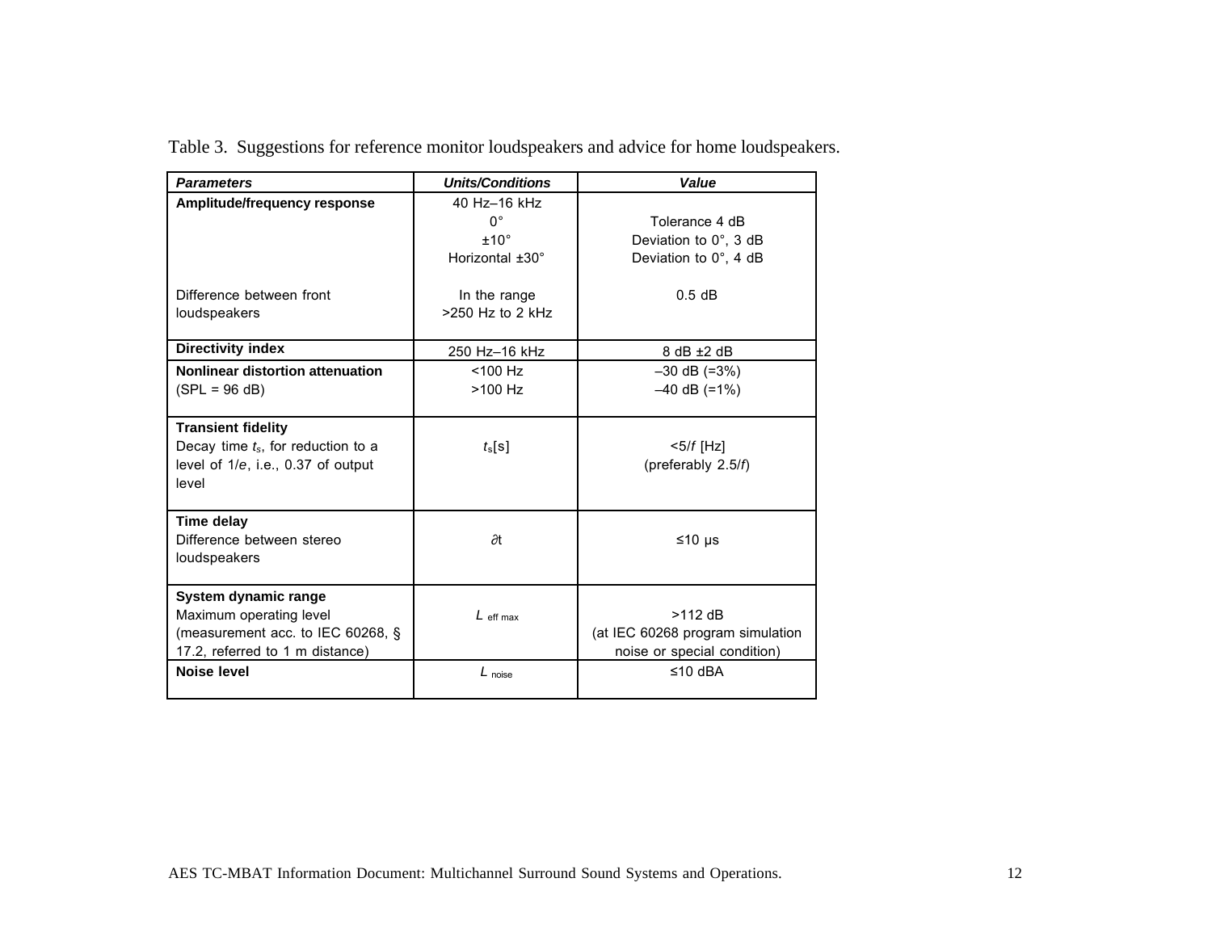Table 3. Suggestions for reference monitor loudspeakers and advice for home loudspeakers.

| ***Parameters*** | ***Units/Conditions*** | ***Value*** |
|---|---|---|
| **Amplitude/frequency response** | 40 Hz–16 kHz | |
| | 0° | Tolerance 4 dB |
| | ±10° | Deviation to 0°, 3 dB |
| | Horizontal ±30° | Deviation to 0°, 4 dB |
| Difference between front loudspeakers | In the range >250 Hz to 2 kHz | 0.5 dB |
| **Directivity index** | 250 Hz–16 kHz | 8 dB ±2 dB |
| **Nonlinear distortion attenuation** (SPL = 96 dB) | <100 Hz<br>>100 Hz | –30 dB (=3%)<br>–40 dB (=1%) |
| **Transient fidelity**<br>Decay time $t_s$, for reduction to a level of 1/*e*, i.e., 0.37 of output level | $t_s$[s] | <5/*f* [Hz]<br>(preferably 2.5/*f*) |
| **Time delay**<br>Difference between stereo loudspeakers | $\partial t$ | ≤10 μs |
| **System dynamic range**<br>Maximum operating level (measurement acc. to IEC 60268, § 17.2, referred to 1 m distance) | $L_{\text{eff max}}$ | >112 dB<br>(at IEC 60268 program simulation noise or special condition) |
| **Noise level** | $L_{\text{noise}}$ | ≤10 dBA |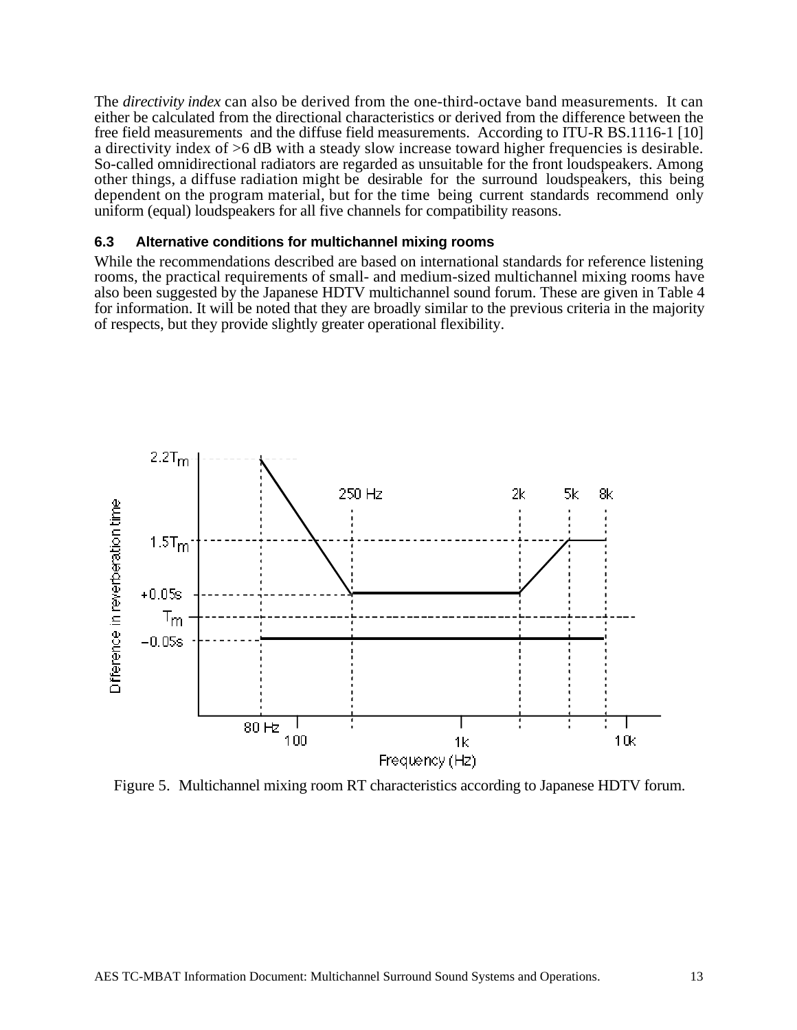The *directivity index* can also be derived from the one-third-octave band measurements. It can either be calculated from the directional characteristics or derived from the difference between the free field measurements and the diffuse field measurements. According to ITU-R BS.1116-1 [10] a directivity index of >6 dB with a steady slow increase toward higher frequencies is desirable. So-called omnidirectional radiators are regarded as unsuitable for the front loudspeakers. Among other things, a diffuse radiation might be desirable for the surround loudspeakers, this being dependent on the program material, but for the time being current standards recommend only uniform (equal) loudspeakers for all five channels for compatibility reasons.

### 6.3 Alternative conditions for multichannel mixing rooms

While the recommendations described are based on international standards for reference listening rooms, the practical requirements of small- and medium-sized multichannel mixing rooms have also been suggested by the Japanese HDTV multichannel sound forum. These are given in Table 4 for information. It will be noted that they are broadly similar to the previous criteria in the majority of respects, but they provide slightly greater operational flexibility.

Figure 5. Multichannel mixing room RT characteristics according to Japanese HDTV forum.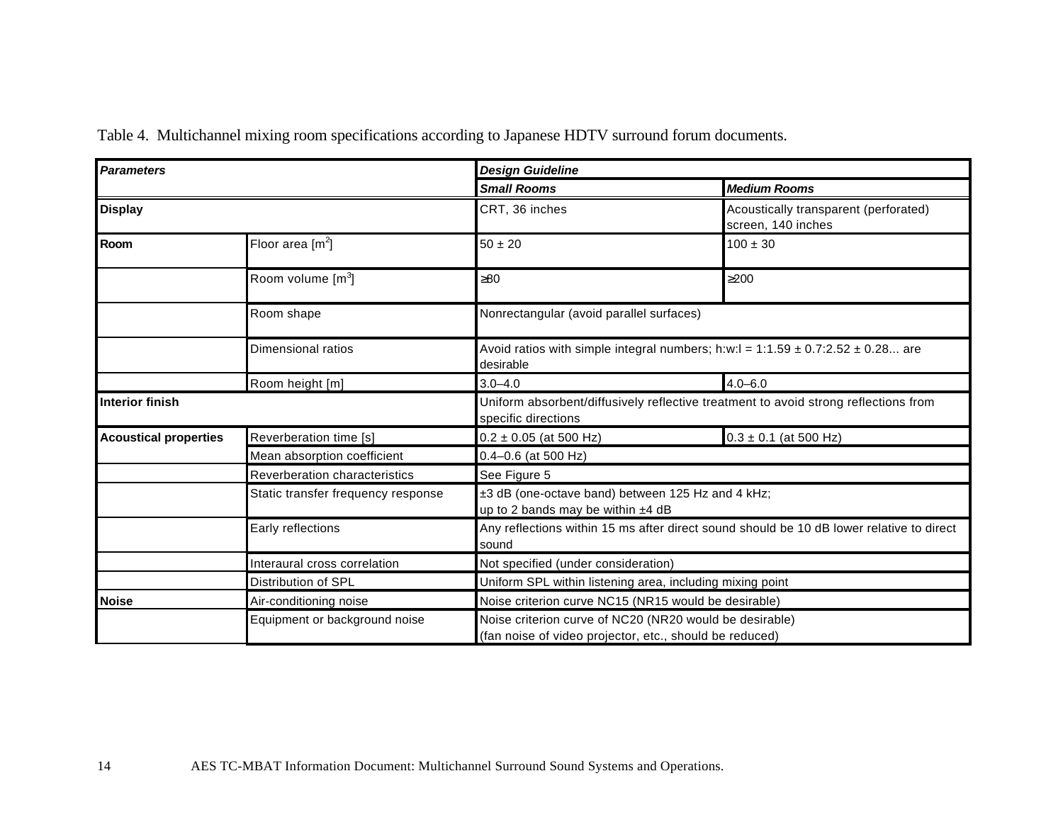Table 4. Multichannel mixing room specifications according to Japanese HDTV surround forum documents.

| ***Parameters*** | | ***Design Guideline*** | |
|---|---|---|---|
| | | ***Small Rooms*** | ***Medium Rooms*** |
| **Display** | | CRT, 36 inches | Acoustically transparent (perforated) screen, 140 inches |
| **Room** | Floor area [$m^2$] | 50 ± 20 | 100 ± 30 |
| | Room volume [$m^3$] | ≥80 | ≥200 |
| | Room shape | Nonrectangular (avoid parallel surfaces) | |
| | Dimensional ratios | Avoid ratios with simple integral numbers; h:w:l = 1:1.59 ± 0.7:2.52 ± 0.28... are desirable | |
| | Room height [m] | 3.0–4.0 | 4.0–6.0 |
| **Interior finish** | | Uniform absorbent/diffusively reflective treatment to avoid strong reflections from specific directions | |
| **Acoustical properties** | Reverberation time [s] | 0.2 ± 0.05 (at 500 Hz) | 0.3 ± 0.1 (at 500 Hz) |
| | Mean absorption coefficient | 0.4–0.6 (at 500 Hz) | |
| | Reverberation characteristics | See Figure 5 | |
| | Static transfer frequency response | ±3 dB (one-octave band) between 125 Hz and 4 kHz; up to 2 bands may be within ±4 dB | |
| | Early reflections | Any reflections within 15 ms after direct sound should be 10 dB lower relative to direct sound | |
| | Interaural cross correlation | Not specified (under consideration) | |
| | Distribution of SPL | Uniform SPL within listening area, including mixing point | |
| **Noise** | Air-conditioning noise | Noise criterion curve NC15 (NR15 would be desirable) | |
| | Equipment or background noise | Noise criterion curve of NC20 (NR20 would be desirable) (fan noise of video projector, etc., should be reduced) | |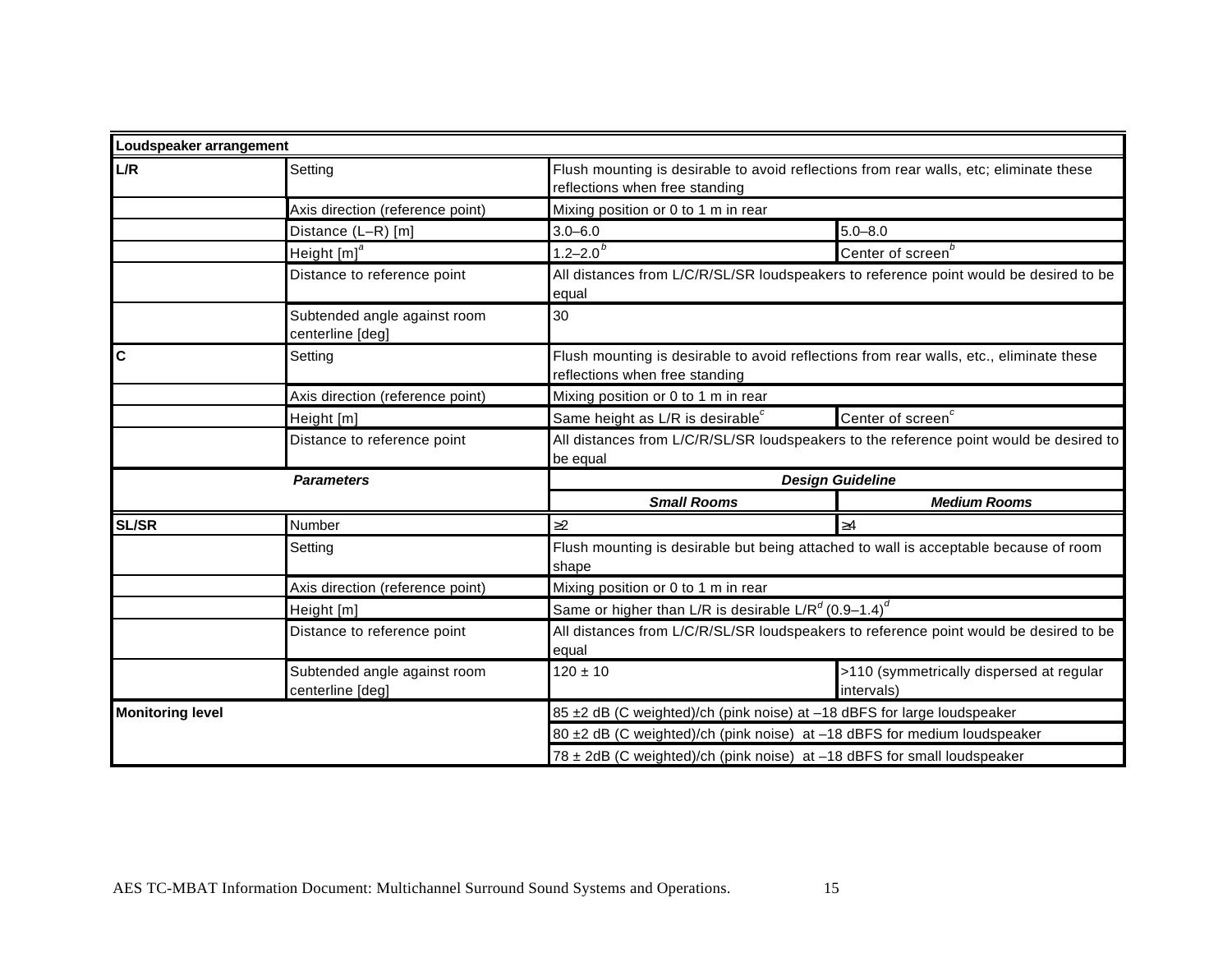| Loudspeaker arrangement | | | |
|---|---|---|---|
| **L/R** | Setting | Flush mounting is desirable to avoid reflections from rear walls, etc; eliminate these reflections when free standing | |
| | Axis direction (reference point) | Mixing position or 0 to 1 m in rear | |
| | Distance (L–R) [m] | 3.0–6.0 | 5.0–8.0 |
| | Height [m][a] | 1.2–2.0[b] | Center of screen[b] |
| | Distance to reference point | All distances from L/C/R/SL/SR loudspeakers to reference point would be desired to be equal | |
| | Subtended angle against room centerline [deg] | 30 | |
| **C** | Setting | Flush mounting is desirable to avoid reflections from rear walls, etc., eliminate these reflections when free standing | |
| | Axis direction (reference point) | Mixing position or 0 to 1 m in rear | |
| | Height [m] | Same height as L/R is desirable[c] | Center of screen[c] |
| | Distance to reference point | All distances from L/C/R/SL/SR loudspeakers to the reference point would be desired to be equal | |
| ***Parameters*** | | ***Design Guideline*** | |
| | | ***Small Rooms*** | ***Medium Rooms*** |
| **SL/SR** | Number | ≥2 | ≥4 |
| | Setting | Flush mounting is desirable but being attached to wall is acceptable because of room shape | |
| | Axis direction (reference point) | Mixing position or 0 to 1 m in rear | |
| | Height [m] | Same or higher than L/R is desirable L/R[d] (0.9–1.4)[d] | |
| | Distance to reference point | All distances from L/C/R/SL/SR loudspeakers to reference point would be desired to be equal | |
| | Subtended angle against room centerline [deg] | 120 ± 10 | >110 (symmetrically dispersed at regular intervals) |
| **Monitoring level** | | 85 ±2 dB (C weighted)/ch (pink noise) at –18 dBFS for large loudspeaker | |
| | | 80 ±2 dB (C weighted)/ch (pink noise) at –18 dBFS for medium loudspeaker | |
| | | 78 ± 2dB (C weighted)/ch (pink noise) at –18 dBFS for small loudspeaker | |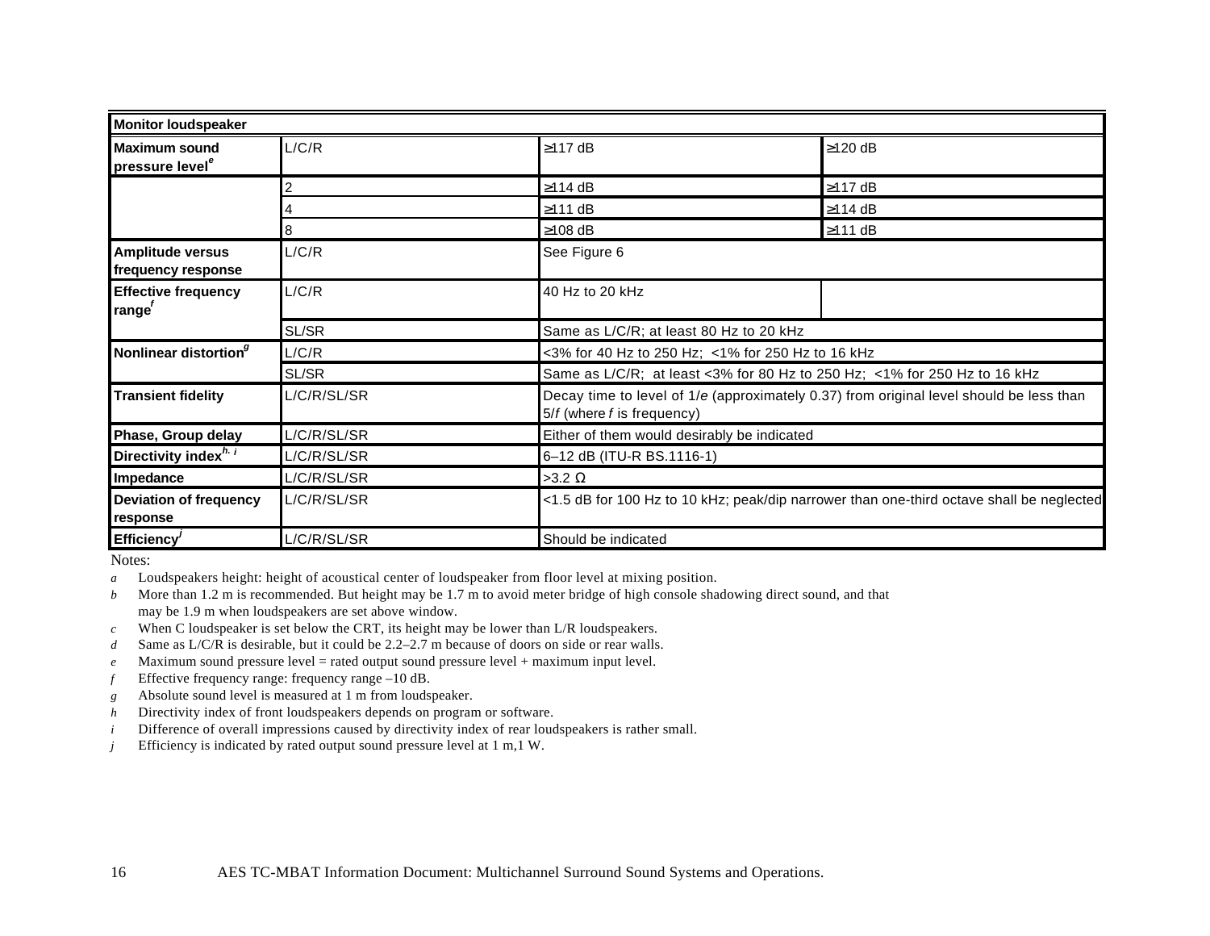| Monitor loudspeaker | | | |
| --- | --- | --- | --- |
| Maximum sound pressure level[e] | L/C/R | ≥117 dB | ≥120 dB |
| | 2 | ≥114 dB | ≥117 dB |
| | 4 | ≥111 dB | ≥114 dB |
| | 8 | ≥108 dB | ≥111 dB |
| Amplitude versus frequency response | L/C/R | See Figure 6 | |
| Effective frequency range[f] | L/C/R | 40 Hz to 20 kHz | |
| | SL/SR | Same as L/C/R; at least 80 Hz to 20 kHz | |
| Nonlinear distortion[g] | L/C/R | <3% for 40 Hz to 250 Hz; <1% for 250 Hz to 16 kHz | |
| | SL/SR | Same as L/C/R; at least <3% for 80 Hz to 250 Hz; <1% for 250 Hz to 16 kHz | |
| Transient fidelity | L/C/R/SL/SR | Decay time to level of $1/e$ (approximately 0.37) from original level should be less than $5/f$ (where $f$ is frequency) | |
| Phase, Group delay | L/C/R/SL/SR | Either of them would desirably be indicated | |
| Directivity index[h, i] | L/C/R/SL/SR | 6–12 dB (ITU-R BS.1116-1) | |
| Impedance | L/C/R/SL/SR | >3.2 Ω | |
| Deviation of frequency response | L/C/R/SL/SR | <1.5 dB for 100 Hz to 10 kHz; peak/dip narrower than one-third octave shall be neglected | |
| Efficiency[j] | L/C/R/SL/SR | Should be indicated | |

Notes:

*a* Loudspeakers height: height of acoustical center of loudspeaker from floor level at mixing position.

*b* More than 1.2 m is recommended. But height may be 1.7 m to avoid meter bridge of high console shadowing direct sound, and that may be 1.9 m when loudspeakers are set above window.

*c* When C loudspeaker is set below the CRT, its height may be lower than L/R loudspeakers.

*d* Same as L/C/R is desirable, but it could be 2.2–2.7 m because of doors on side or rear walls.

*e* Maximum sound pressure level = rated output sound pressure level + maximum input level.

*f* Effective frequency range: frequency range –10 dB.

*g* Absolute sound level is measured at 1 m from loudspeaker.

*h* Directivity index of front loudspeakers depends on program or software.

*i* Difference of overall impressions caused by directivity index of rear loudspeakers is rather small.

*j* Efficiency is indicated by rated output sound pressure level at 1 m,1 W.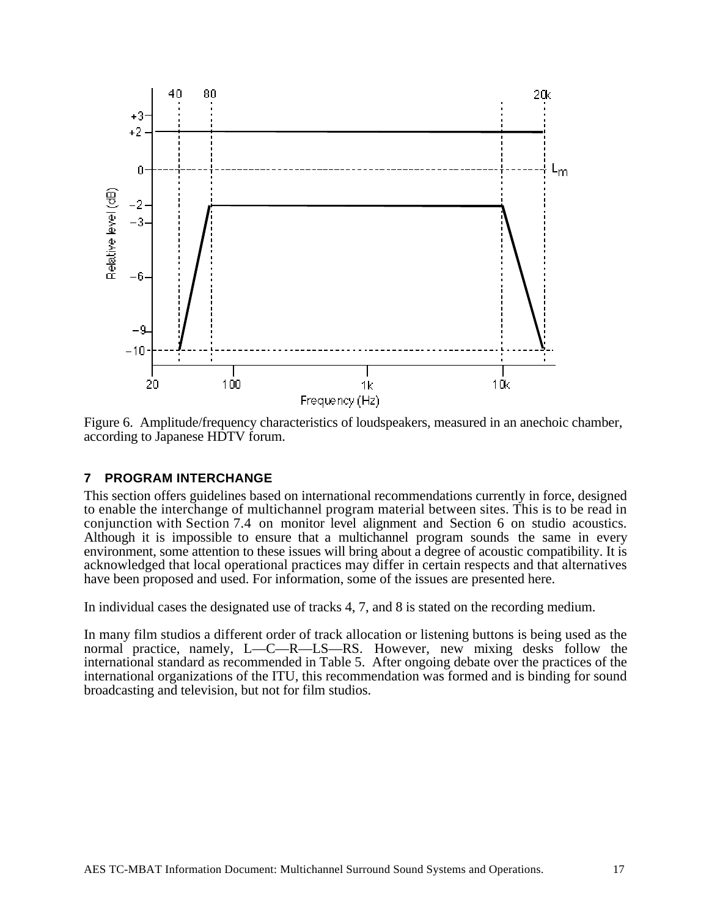Figure 6. Amplitude/frequency characteristics of loudspeakers, measured in an anechoic chamber, according to Japanese HDTV forum.

## 7 PROGRAM INTERCHANGE

This section offers guidelines based on international recommendations currently in force, designed to enable the interchange of multichannel program material between sites. This is to be read in conjunction with Section 7.4 on monitor level alignment and Section 6 on studio acoustics. Although it is impossible to ensure that a multichannel program sounds the same in every environment, some attention to these issues will bring about a degree of acoustic compatibility. It is acknowledged that local operational practices may differ in certain respects and that alternatives have been proposed and used. For information, some of the issues are presented here.

In individual cases the designated use of tracks 4, 7, and 8 is stated on the recording medium.

In many film studios a different order of track allocation or listening buttons is being used as the normal practice, namely, L—C—R—LS—RS. However, new mixing desks follow the international standard as recommended in Table 5. After ongoing debate over the practices of the international organizations of the ITU, this recommendation was formed and is binding for sound broadcasting and television, but not for film studios.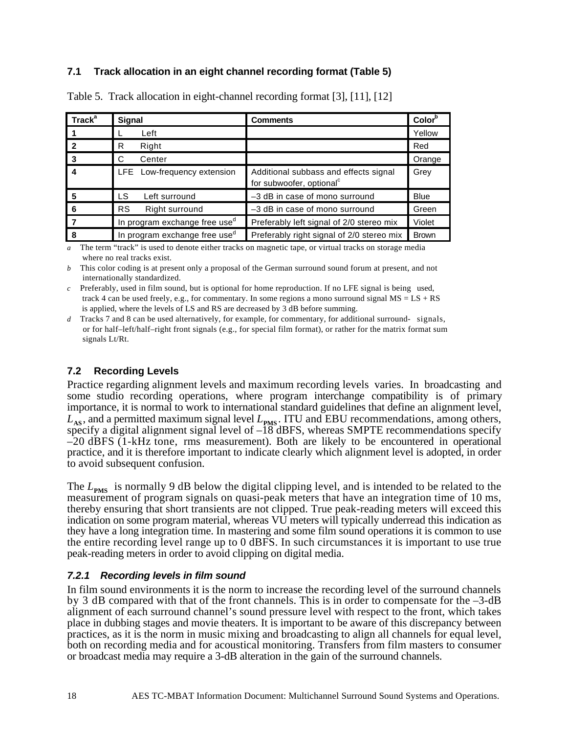### 7.1 Track allocation in an eight channel recording format (Table 5)

Table 5. Track allocation in eight-channel recording format [3], [11], [12]

| Track[a] | Signal | Comments | Color[b] |
|---|---|---|---|
| 1 | L Left | | Yellow |
| 2 | R Right | | Red |
| 3 | C Center | | Orange |
| 4 | LFE Low-frequency extension | Additional subbass and effects signal for subwoofer, optional[c] | Grey |
| 5 | LS Left surround | –3 dB in case of mono surround | Blue |
| 6 | RS Right surround | –3 dB in case of mono surround | Green |
| 7 | In program exchange free used[d] | Preferably left signal of 2/0 stereo mix | Violet |
| 8 | In program exchange free used[d] | Preferably right signal of 2/0 stereo mix | Brown |

*a* The term "track" is used to denote either tracks on magnetic tape, or virtual tracks on storage media where no real tracks exist.

*b* This color coding is at present only a proposal of the German surround sound forum at present, and not internationally standardized.

*c* Preferably, used in film sound, but is optional for home reproduction. If no LFE signal is being used, track 4 can be used freely, e.g., for commentary. In some regions a mono surround signal MS = LS + RS is applied, where the levels of LS and RS are decreased by 3 dB before summing.

*d* Tracks 7 and 8 can be used alternatively, for example, for commentary, for additional surround- signals, or for half–left/half–right front signals (e.g., for special film format), or rather for the matrix format sum signals Lt/Rt.

### 7.2 Recording Levels

Practice regarding alignment levels and maximum recording levels varies. In broadcasting and some studio recording operations, where program interchange compatibility is of primary importance, it is normal to work to international standard guidelines that define an alignment level, $L_{\mathbf{AS}}$, and a permitted maximum signal level $L_{\mathbf{PMS}}$. ITU and EBU recommendations, among others, specify a digital alignment signal level of –18 dBFS, whereas SMPTE recommendations specify –20 dBFS (1-kHz tone, rms measurement). Both are likely to be encountered in operational practice, and it is therefore important to indicate clearly which alignment level is adopted, in order to avoid subsequent confusion.

The $L_{\mathbf{PMS}}$ is normally 9 dB below the digital clipping level, and is intended to be related to the measurement of program signals on quasi-peak meters that have an integration time of 10 ms, thereby ensuring that short transients are not clipped. True peak-reading meters will exceed this indication on some program material, whereas VU meters will typically underread this indication as they have a long integration time. In mastering and some film sound operations it is common to use the entire recording level range up to 0 dBFS. In such circumstances it is important to use true peak-reading meters in order to avoid clipping on digital media.

#### *7.2.1 Recording levels in film sound*

In film sound environments it is the norm to increase the recording level of the surround channels by 3 dB compared with that of the front channels. This is in order to compensate for the –3-dB alignment of each surround channel's sound pressure level with respect to the front, which takes place in dubbing stages and movie theaters. It is important to be aware of this discrepancy between practices, as it is the norm in music mixing and broadcasting to align all channels for equal level, both on recording media and for acoustical monitoring. Transfers from film masters to consumer or broadcast media may require a 3-dB alteration in the gain of the surround channels.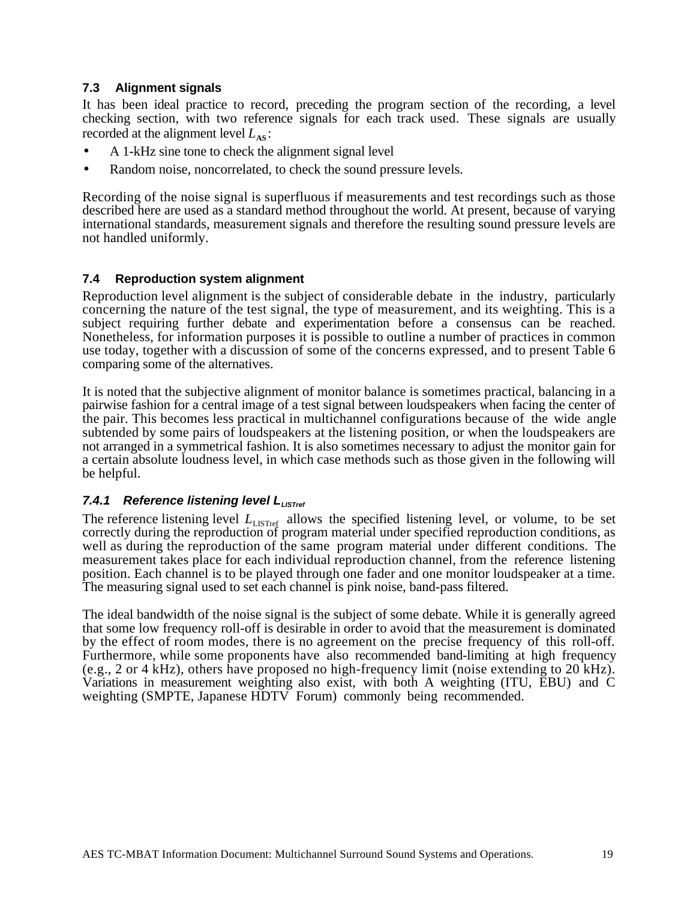### 7.3 Alignment signals

It has been ideal practice to record, preceding the program section of the recording, a level checking section, with two reference signals for each track used. These signals are usually recorded at the alignment level $L_{AS}$:

- A 1-kHz sine tone to check the alignment signal level
- Random noise, noncorrelated, to check the sound pressure levels.

Recording of the noise signal is superfluous if measurements and test recordings such as those described here are used as a standard method throughout the world. At present, because of varying international standards, measurement signals and therefore the resulting sound pressure levels are not handled uniformly.

### 7.4 Reproduction system alignment

Reproduction level alignment is the subject of considerable debate in the industry, particularly concerning the nature of the test signal, the type of measurement, and its weighting. This is a subject requiring further debate and experimentation before a consensus can be reached. Nonetheless, for information purposes it is possible to outline a number of practices in common use today, together with a discussion of some of the concerns expressed, and to present Table 6 comparing some of the alternatives.

It is noted that the subjective alignment of monitor balance is sometimes practical, balancing in a pairwise fashion for a central image of a test signal between loudspeakers when facing the center of the pair. This becomes less practical in multichannel configurations because of the wide angle subtended by some pairs of loudspeakers at the listening position, or when the loudspeakers are not arranged in a symmetrical fashion. It is also sometimes necessary to adjust the monitor gain for a certain absolute loudness level, in which case methods such as those given in the following will be helpful.

#### *7.4.1 Reference listening level $L_{LISTref}$*

The reference listening level $L_{LISTref}$ allows the specified listening level, or volume, to be set correctly during the reproduction of program material under specified reproduction conditions, as well as during the reproduction of the same program material under different conditions. The measurement takes place for each individual reproduction channel, from the reference listening position. Each channel is to be played through one fader and one monitor loudspeaker at a time. The measuring signal used to set each channel is pink noise, band-pass filtered.

The ideal bandwidth of the noise signal is the subject of some debate. While it is generally agreed that some low frequency roll-off is desirable in order to avoid that the measurement is dominated by the effect of room modes, there is no agreement on the precise frequency of this roll-off. Furthermore, while some proponents have also recommended band-limiting at high frequency (e.g., 2 or 4 kHz), others have proposed no high-frequency limit (noise extending to 20 kHz). Variations in measurement weighting also exist, with both A weighting (ITU, EBU) and C weighting (SMPTE, Japanese HDTV Forum) commonly being recommended.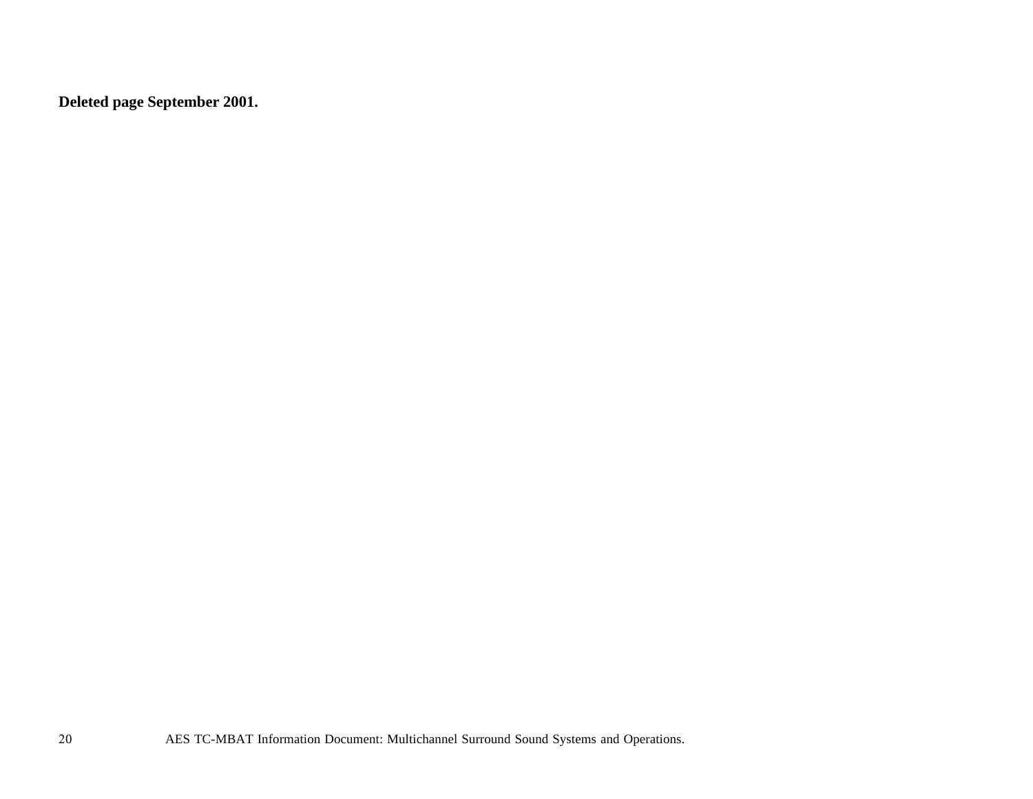**Deleted page September 2001.**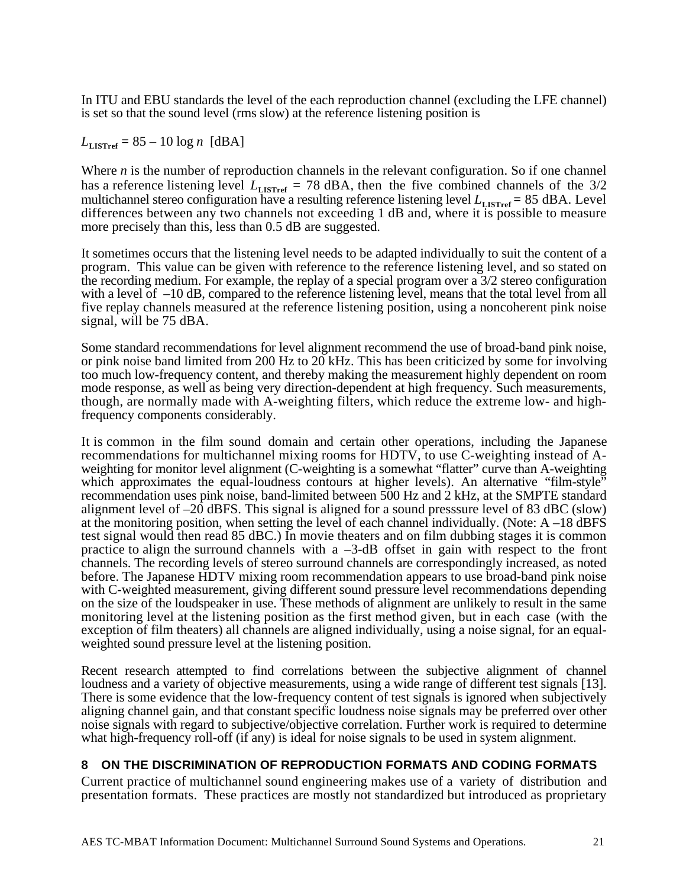In ITU and EBU standards the level of the each reproduction channel (excluding the LFE channel) is set so that the sound level (rms slow) at the reference listening position is

$L_{\mathbf{LISTref}} = 85 - 10 \log n$ [dBA]

Where $n$ is the number of reproduction channels in the relevant configuration. So if one channel has a reference listening level $L_{\mathbf{LISTref}} = 78$ dBA, then the five combined channels of the 3/2 multichannel stereo configuration have a resulting reference listening level $L_{\mathbf{LISTref}} = 85$ dBA. Level differences between any two channels not exceeding 1 dB and, where it is possible to measure more precisely than this, less than 0.5 dB are suggested.

It sometimes occurs that the listening level needs to be adapted individually to suit the content of a program. This value can be given with reference to the reference listening level, and so stated on the recording medium. For example, the replay of a special program over a 3/2 stereo configuration with a level of –10 dB, compared to the reference listening level, means that the total level from all five replay channels measured at the reference listening position, using a noncoherent pink noise signal, will be 75 dBA.

Some standard recommendations for level alignment recommend the use of broad-band pink noise, or pink noise band limited from 200 Hz to 20 kHz. This has been criticized by some for involving too much low-frequency content, and thereby making the measurement highly dependent on room mode response, as well as being very direction-dependent at high frequency. Such measurements, though, are normally made with A-weighting filters, which reduce the extreme low- and high-frequency components considerably.

It is common in the film sound domain and certain other operations, including the Japanese recommendations for multichannel mixing rooms for HDTV, to use C-weighting instead of A-weighting for monitor level alignment (C-weighting is a somewhat "flatter" curve than A-weighting which approximates the equal-loudness contours at higher levels). An alternative "film-style" recommendation uses pink noise, band-limited between 500 Hz and 2 kHz, at the SMPTE standard alignment level of –20 dBFS. This signal is aligned for a sound presssure level of 83 dBC (slow) at the monitoring position, when setting the level of each channel individually. (Note: A –18 dBFS test signal would then read 85 dBC.) In movie theaters and on film dubbing stages it is common practice to align the surround channels with a –3-dB offset in gain with respect to the front channels. The recording levels of stereo surround channels are correspondingly increased, as noted before. The Japanese HDTV mixing room recommendation appears to use broad-band pink noise with C-weighted measurement, giving different sound pressure level recommendations depending on the size of the loudspeaker in use. These methods of alignment are unlikely to result in the same monitoring level at the listening position as the first method given, but in each case (with the exception of film theaters) all channels are aligned individually, using a noise signal, for an equal-weighted sound pressure level at the listening position.

Recent research attempted to find correlations between the subjective alignment of channel loudness and a variety of objective measurements, using a wide range of different test signals [13]. There is some evidence that the low-frequency content of test signals is ignored when subjectively aligning channel gain, and that constant specific loudness noise signals may be preferred over other noise signals with regard to subjective/objective correlation. Further work is required to determine what high-frequency roll-off (if any) is ideal for noise signals to be used in system alignment.

## 8 ON THE DISCRIMINATION OF REPRODUCTION FORMATS AND CODING FORMATS

Current practice of multichannel sound engineering makes use of a variety of distribution and presentation formats. These practices are mostly not standardized but introduced as proprietary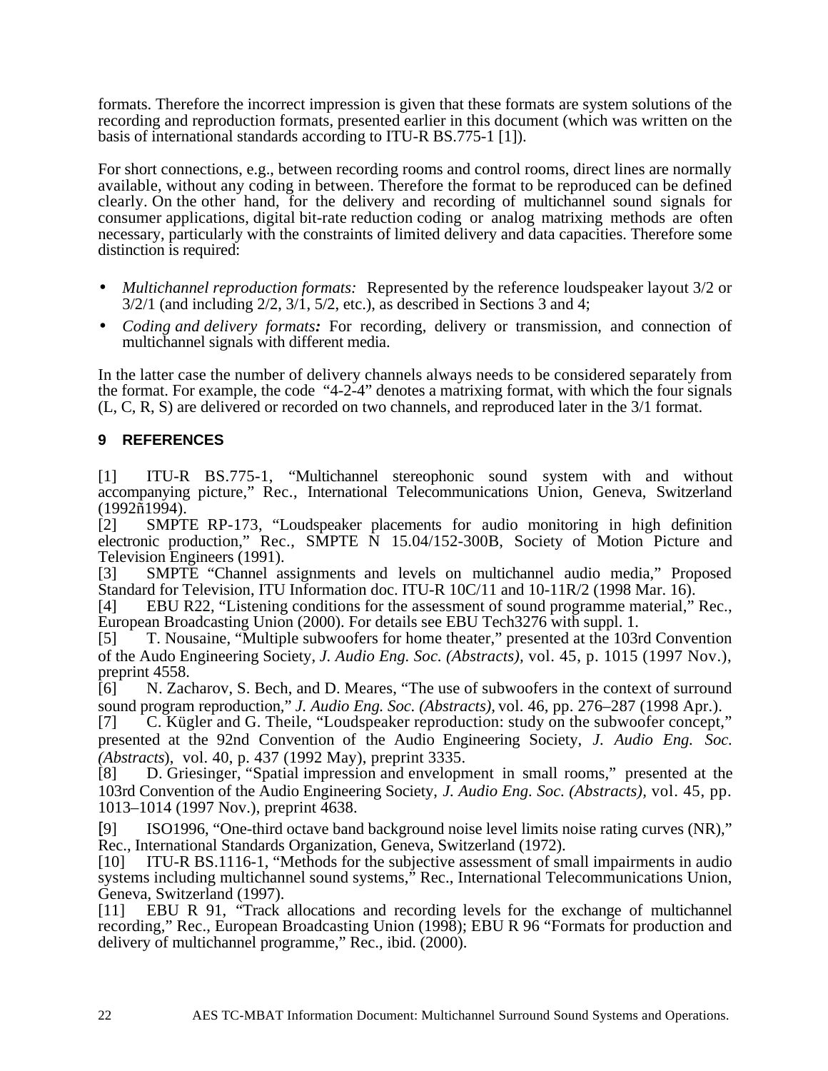formats. Therefore the incorrect impression is given that these formats are system solutions of the recording and reproduction formats, presented earlier in this document (which was written on the basis of international standards according to ITU-R BS.775-1 [1]).

For short connections, e.g., between recording rooms and control rooms, direct lines are normally available, without any coding in between. Therefore the format to be reproduced can be defined clearly. On the other hand, for the delivery and recording of multichannel sound signals for consumer applications, digital bit-rate reduction coding or analog matrixing methods are often necessary, particularly with the constraints of limited delivery and data capacities. Therefore some distinction is required:

- *Multichannel reproduction formats:* Represented by the reference loudspeaker layout 3/2 or 3/2/1 (and including 2/2, 3/1, 5/2, etc.), as described in Sections 3 and 4;
- *Coding and delivery formats:* For recording, delivery or transmission, and connection of multichannel signals with different media.

In the latter case the number of delivery channels always needs to be considered separately from the format. For example, the code "4-2-4" denotes a matrixing format, with which the four signals (L, C, R, S) are delivered or recorded on two channels, and reproduced later in the 3/1 format.

## 9 REFERENCES

[1] ITU-R BS.775-1, "Multichannel stereophonic sound system with and without accompanying picture," Rec., International Telecommunications Union, Geneva, Switzerland (1992ñ1994).
[2] SMPTE RP-173, "Loudspeaker placements for audio monitoring in high definition electronic production," Rec., SMPTE N 15.04/152-300B, Society of Motion Picture and Television Engineers (1991).
[3] SMPTE "Channel assignments and levels on multichannel audio media," Proposed Standard for Television, ITU Information doc. ITU-R 10C/11 and 10-11R/2 (1998 Mar. 16).
[4] EBU R22, "Listening conditions for the assessment of sound programme material," Rec., European Broadcasting Union (2000). For details see EBU Tech3276 with suppl. 1.
[5] T. Nousaine, "Multiple subwoofers for home theater," presented at the 103rd Convention of the Audo Engineering Society, *J. Audio Eng. Soc. (Abstracts)*, vol. 45, p. 1015 (1997 Nov.), preprint 4558.
[6] N. Zacharov, S. Bech, and D. Meares, "The use of subwoofers in the context of surround sound program reproduction," *J. Audio Eng. Soc. (Abstracts)*, vol. 46, pp. 276–287 (1998 Apr.).
[7] C. Kügler and G. Theile, "Loudspeaker reproduction: study on the subwoofer concept," presented at the 92nd Convention of the Audio Engineering Society, *J. Audio Eng. Soc. (Abstracts*), vol. 40, p. 437 (1992 May), preprint 3335.
[8] D. Griesinger, "Spatial impression and envelopment in small rooms," presented at the 103rd Convention of the Audio Engineering Society, *J. Audio Eng. Soc. (Abstracts)*, vol. 45, pp. 1013–1014 (1997 Nov.), preprint 4638.
[9] ISO1996, "One-third octave band background noise level limits noise rating curves (NR)," Rec., International Standards Organization, Geneva, Switzerland (1972).
[10] ITU-R BS.1116-1, "Methods for the subjective assessment of small impairments in audio systems including multichannel sound systems," Rec., International Telecommunications Union, Geneva, Switzerland (1997).
[11] EBU R 91, "Track allocations and recording levels for the exchange of multichannel recording," Rec., European Broadcasting Union (1998); EBU R 96 "Formats for production and delivery of multichannel programme," Rec., ibid. (2000).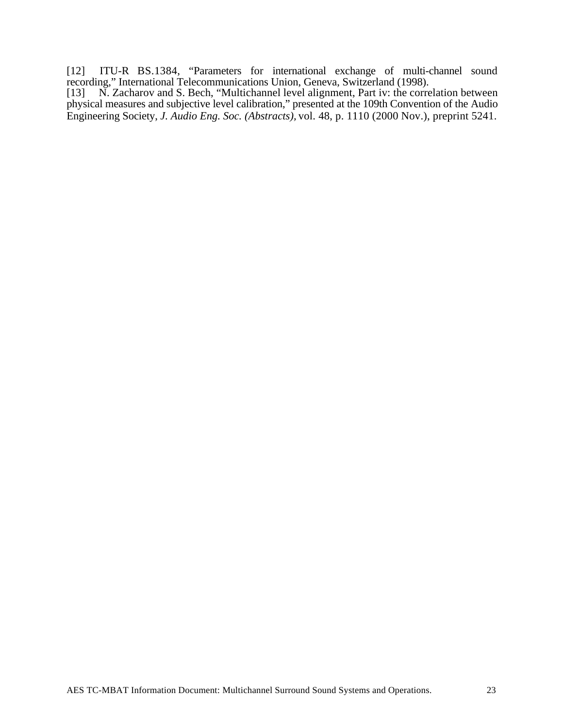[12] ITU-R BS.1384, "Parameters for international exchange of multi-channel sound recording," International Telecommunications Union, Geneva, Switzerland (1998).

[13] N. Zacharov and S. Bech, "Multichannel level alignment, Part iv: the correlation between physical measures and subjective level calibration," presented at the 109th Convention of the Audio Engineering Society, *J. Audio Eng. Soc. (Abstracts)*, vol. 48, p. 1110 (2000 Nov.), preprint 5241.